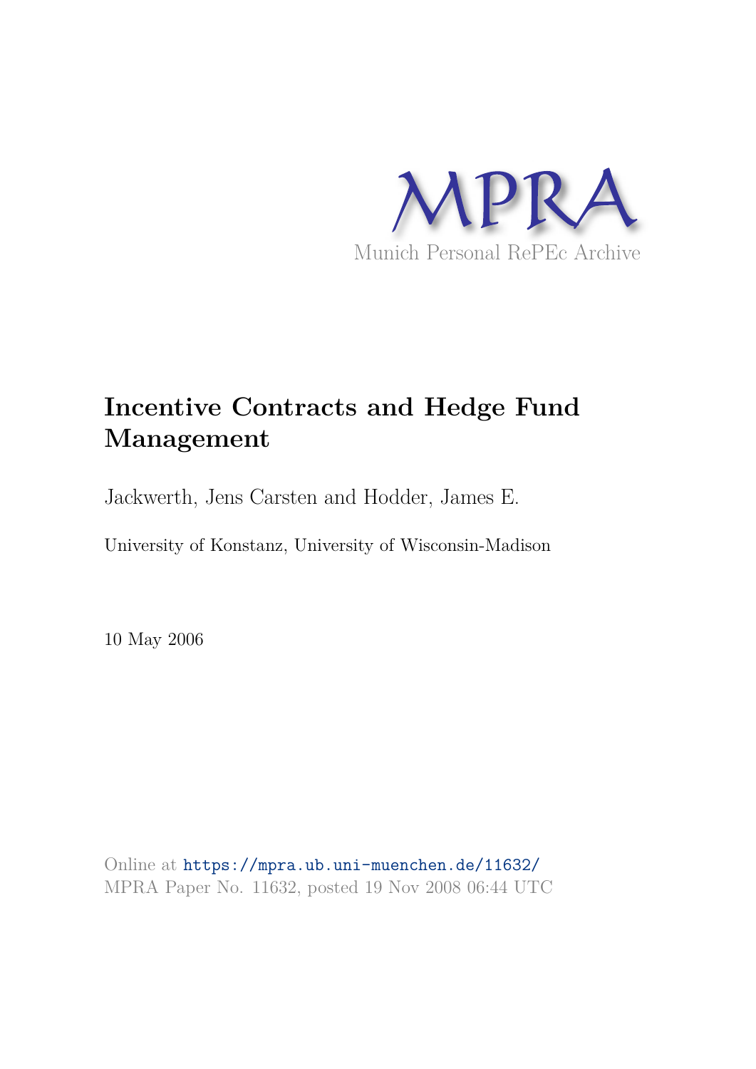MPRA

Munich Personal RePEc Archive

# Incentive Contracts and Hedge Fund Management

Jackwerth, Jens Carsten and Hodder, James E.

University of Konstanz, University of Wisconsin-Madison

10 May 2006

Online at https://mpra.ub.uni-muenchen.de/11632/
MPRA Paper No. 11632, posted 19 Nov 2008 06:44 UTC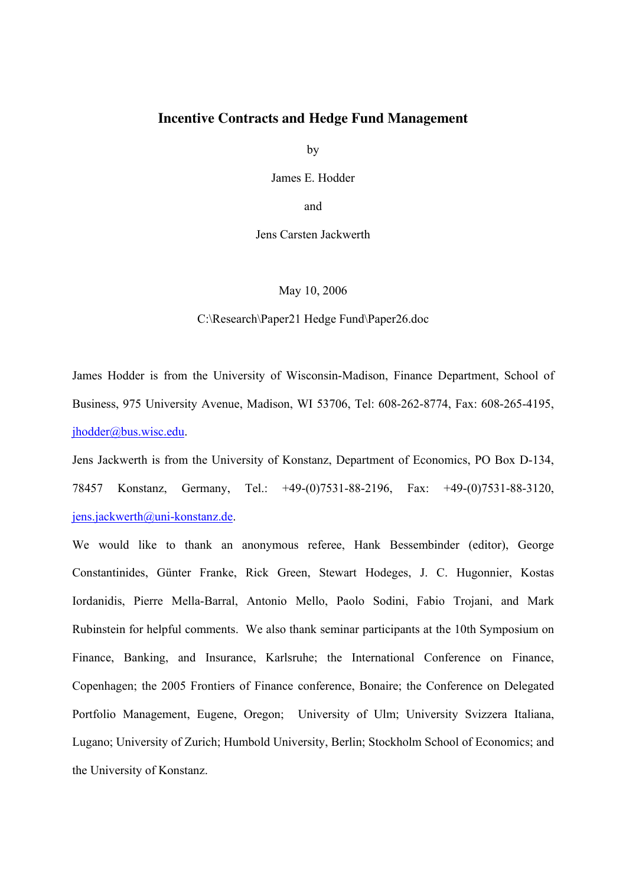# Incentive Contracts and Hedge Fund Management

by

James E. Hodder

and

Jens Carsten Jackwerth

May 10, 2006

C:\Research\Paper21 Hedge Fund\Paper26.doc

James Hodder is from the University of Wisconsin-Madison, Finance Department, School of Business, 975 University Avenue, Madison, WI 53706, Tel: 608-262-8774, Fax: 608-265-4195, jhodder@bus.wisc.edu.

Jens Jackwerth is from the University of Konstanz, Department of Economics, PO Box D-134, 78457 Konstanz, Germany, Tel.: +49-(0)7531-88-2196, Fax: +49-(0)7531-88-3120, jens.jackwerth@uni-konstanz.de.

We would like to thank an anonymous referee, Hank Bessembinder (editor), George Constantinides, Günter Franke, Rick Green, Stewart Hodeges, J. C. Hugonnier, Kostas Iordanidis, Pierre Mella-Barral, Antonio Mello, Paolo Sodini, Fabio Trojani, and Mark Rubinstein for helpful comments. We also thank seminar participants at the 10th Symposium on Finance, Banking, and Insurance, Karlsruhe; the International Conference on Finance, Copenhagen; the 2005 Frontiers of Finance conference, Bonaire; the Conference on Delegated Portfolio Management, Eugene, Oregon; University of Ulm; University Svizzera Italiana, Lugano; University of Zurich; Humbold University, Berlin; Stockholm School of Economics; and the University of Konstanz.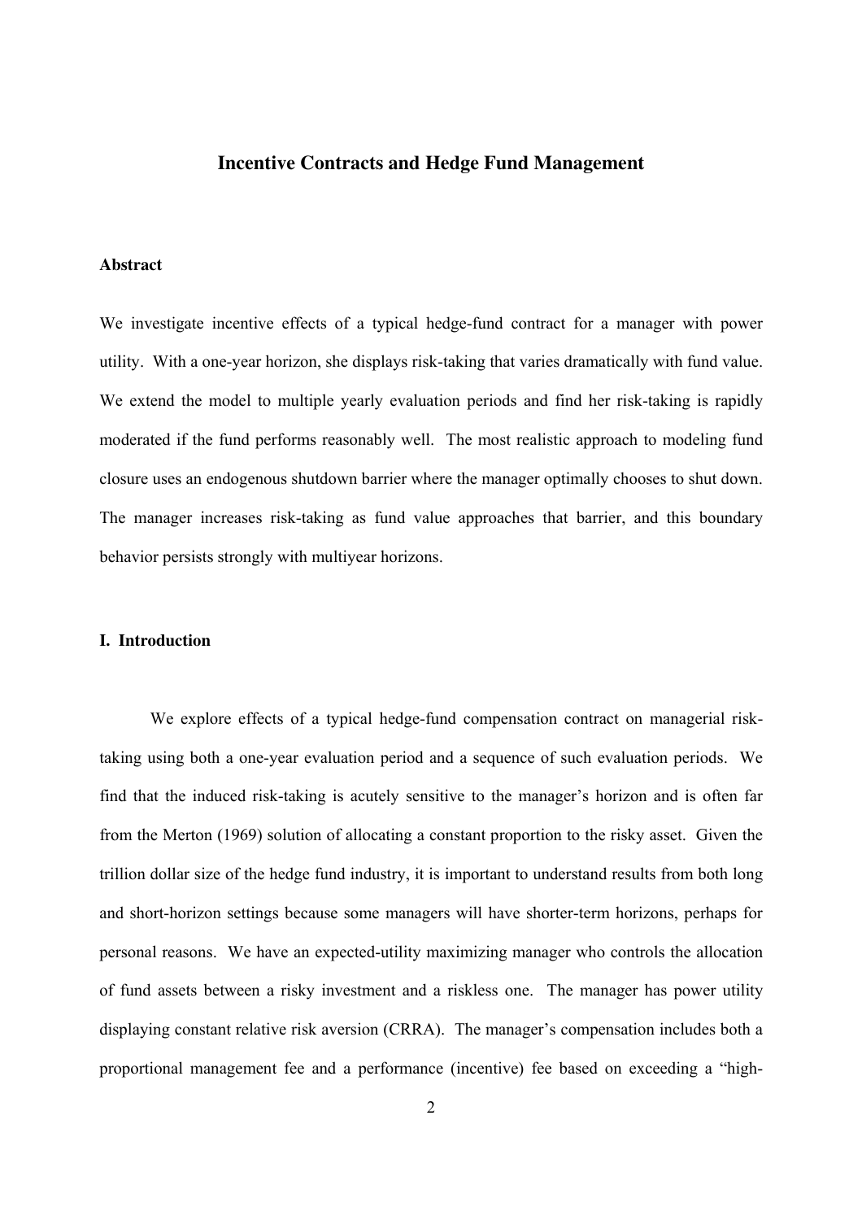# Incentive Contracts and Hedge Fund Management

## Abstract

We investigate incentive effects of a typical hedge-fund contract for a manager with power utility. With a one-year horizon, she displays risk-taking that varies dramatically with fund value. We extend the model to multiple yearly evaluation periods and find her risk-taking is rapidly moderated if the fund performs reasonably well. The most realistic approach to modeling fund closure uses an endogenous shutdown barrier where the manager optimally chooses to shut down. The manager increases risk-taking as fund value approaches that barrier, and this boundary behavior persists strongly with multiyear horizons.

## I. Introduction

We explore effects of a typical hedge-fund compensation contract on managerial risk-taking using both a one-year evaluation period and a sequence of such evaluation periods. We find that the induced risk-taking is acutely sensitive to the manager's horizon and is often far from the Merton (1969) solution of allocating a constant proportion to the risky asset. Given the trillion dollar size of the hedge fund industry, it is important to understand results from both long and short-horizon settings because some managers will have shorter-term horizons, perhaps for personal reasons. We have an expected-utility maximizing manager who controls the allocation of fund assets between a risky investment and a riskless one. The manager has power utility displaying constant relative risk aversion (CRRA). The manager's compensation includes both a proportional management fee and a performance (incentive) fee based on exceeding a "high-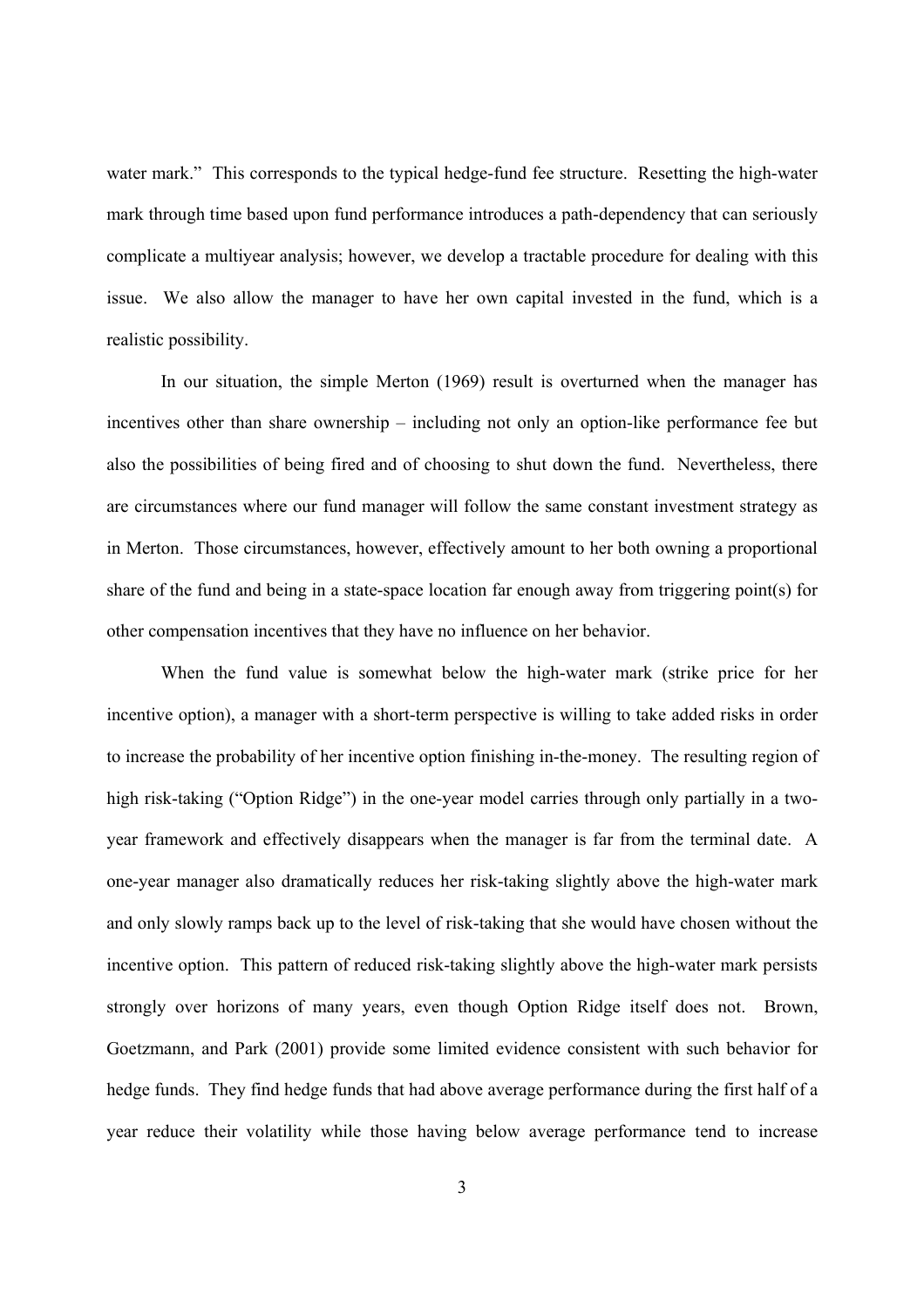water mark." This corresponds to the typical hedge-fund fee structure. Resetting the high-water mark through time based upon fund performance introduces a path-dependency that can seriously complicate a multiyear analysis; however, we develop a tractable procedure for dealing with this issue. We also allow the manager to have her own capital invested in the fund, which is a realistic possibility.

In our situation, the simple Merton (1969) result is overturned when the manager has incentives other than share ownership – including not only an option-like performance fee but also the possibilities of being fired and of choosing to shut down the fund. Nevertheless, there are circumstances where our fund manager will follow the same constant investment strategy as in Merton. Those circumstances, however, effectively amount to her both owning a proportional share of the fund and being in a state-space location far enough away from triggering point(s) for other compensation incentives that they have no influence on her behavior.

When the fund value is somewhat below the high-water mark (strike price for her incentive option), a manager with a short-term perspective is willing to take added risks in order to increase the probability of her incentive option finishing in-the-money. The resulting region of high risk-taking ("Option Ridge") in the one-year model carries through only partially in a two-year framework and effectively disappears when the manager is far from the terminal date. A one-year manager also dramatically reduces her risk-taking slightly above the high-water mark and only slowly ramps back up to the level of risk-taking that she would have chosen without the incentive option. This pattern of reduced risk-taking slightly above the high-water mark persists strongly over horizons of many years, even though Option Ridge itself does not. Brown, Goetzmann, and Park (2001) provide some limited evidence consistent with such behavior for hedge funds. They find hedge funds that had above average performance during the first half of a year reduce their volatility while those having below average performance tend to increase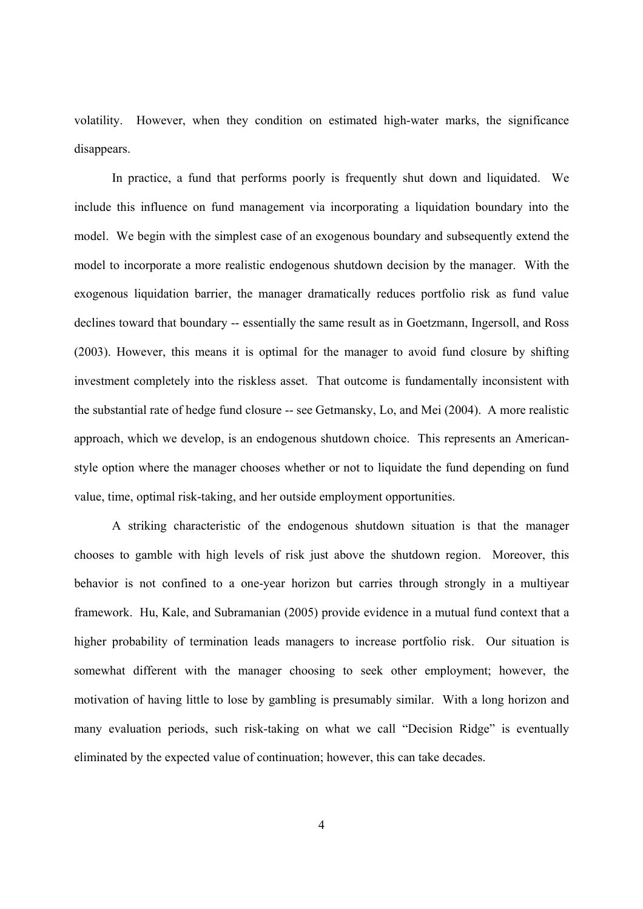volatility. However, when they condition on estimated high-water marks, the significance disappears.

In practice, a fund that performs poorly is frequently shut down and liquidated. We include this influence on fund management via incorporating a liquidation boundary into the model. We begin with the simplest case of an exogenous boundary and subsequently extend the model to incorporate a more realistic endogenous shutdown decision by the manager. With the exogenous liquidation barrier, the manager dramatically reduces portfolio risk as fund value declines toward that boundary -- essentially the same result as in Goetzmann, Ingersoll, and Ross (2003). However, this means it is optimal for the manager to avoid fund closure by shifting investment completely into the riskless asset. That outcome is fundamentally inconsistent with the substantial rate of hedge fund closure -- see Getmansky, Lo, and Mei (2004). A more realistic approach, which we develop, is an endogenous shutdown choice. This represents an American-style option where the manager chooses whether or not to liquidate the fund depending on fund value, time, optimal risk-taking, and her outside employment opportunities.

A striking characteristic of the endogenous shutdown situation is that the manager chooses to gamble with high levels of risk just above the shutdown region. Moreover, this behavior is not confined to a one-year horizon but carries through strongly in a multiyear framework. Hu, Kale, and Subramanian (2005) provide evidence in a mutual fund context that a higher probability of termination leads managers to increase portfolio risk. Our situation is somewhat different with the manager choosing to seek other employment; however, the motivation of having little to lose by gambling is presumably similar. With a long horizon and many evaluation periods, such risk-taking on what we call "Decision Ridge" is eventually eliminated by the expected value of continuation; however, this can take decades.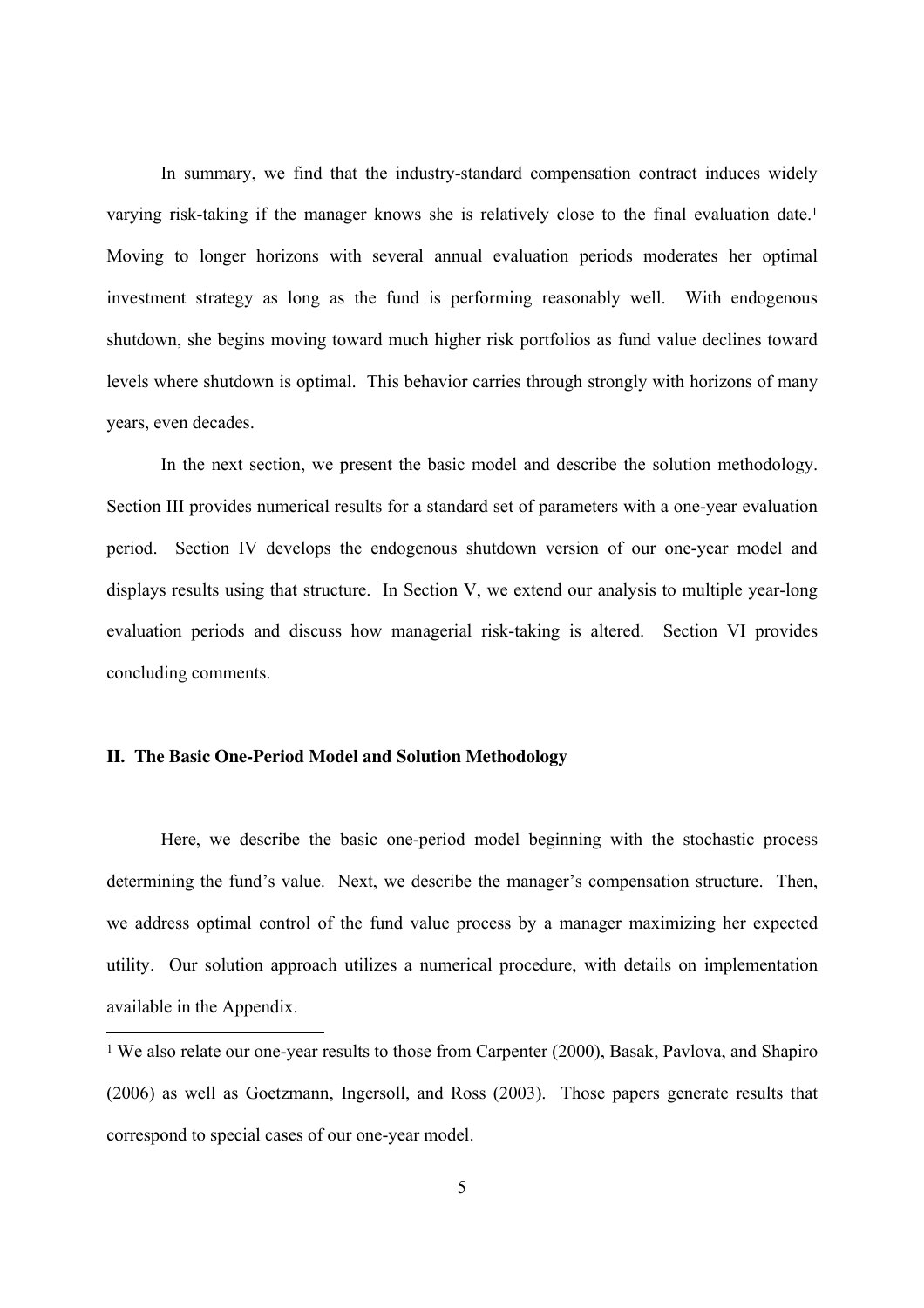In summary, we find that the industry-standard compensation contract induces widely varying risk-taking if the manager knows she is relatively close to the final evaluation date.[1] Moving to longer horizons with several annual evaluation periods moderates her optimal investment strategy as long as the fund is performing reasonably well. With endogenous shutdown, she begins moving toward much higher risk portfolios as fund value declines toward levels where shutdown is optimal. This behavior carries through strongly with horizons of many years, even decades.

In the next section, we present the basic model and describe the solution methodology. Section III provides numerical results for a standard set of parameters with a one-year evaluation period. Section IV develops the endogenous shutdown version of our one-year model and displays results using that structure. In Section V, we extend our analysis to multiple year-long evaluation periods and discuss how managerial risk-taking is altered. Section VI provides concluding comments.

## II. The Basic One-Period Model and Solution Methodology

Here, we describe the basic one-period model beginning with the stochastic process determining the fund's value. Next, we describe the manager's compensation structure. Then, we address optimal control of the fund value process by a manager maximizing her expected utility. Our solution approach utilizes a numerical procedure, with details on implementation available in the Appendix.

[1] We also relate our one-year results to those from Carpenter (2000), Basak, Pavlova, and Shapiro (2006) as well as Goetzmann, Ingersoll, and Ross (2003). Those papers generate results that correspond to special cases of our one-year model.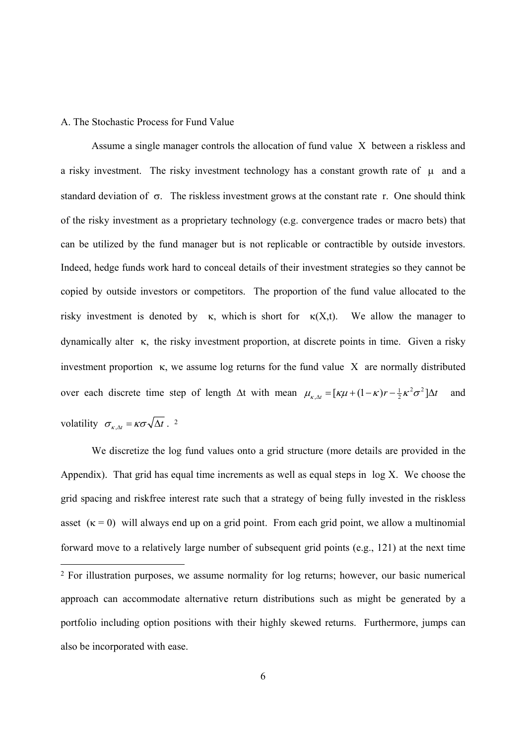A. The Stochastic Process for Fund Value

Assume a single manager controls the allocation of fund value $X$ between a riskless and a risky investment. The risky investment technology has a constant growth rate of $\mu$ and a standard deviation of $\sigma$. The riskless investment grows at the constant rate $r$. One should think of the risky investment as a proprietary technology (e.g. convergence trades or macro bets) that can be utilized by the fund manager but is not replicable or contractible by outside investors. Indeed, hedge funds work hard to conceal details of their investment strategies so they cannot be copied by outside investors or competitors. The proportion of the fund value allocated to the risky investment is denoted by $\kappa$, which is short for $\kappa(X,t)$. We allow the manager to dynamically alter $\kappa$, the risky investment proportion, at discrete points in time. Given a risky investment proportion $\kappa$, we assume log returns for the fund value $X$ are normally distributed over each discrete time step of length $\Delta t$ with mean $\mu_{\kappa,\Delta t} = [\kappa\mu + (1-\kappa)r - \frac{1}{2}\kappa^2\sigma^2]\Delta t$ and volatility $\sigma_{\kappa,\Delta t} = \kappa\sigma\sqrt{\Delta t}$. [2]

We discretize the log fund values onto a grid structure (more details are provided in the Appendix). That grid has equal time increments as well as equal steps in $\log X$. We choose the grid spacing and riskfree interest rate such that a strategy of being fully invested in the riskless asset ($\kappa = 0$) will always end up on a grid point. From each grid point, we allow a multinomial forward move to a relatively large number of subsequent grid points (e.g., 121) at the next time

[2] For illustration purposes, we assume normality for log returns; however, our basic numerical approach can accommodate alternative return distributions such as might be generated by a portfolio including option positions with their highly skewed returns. Furthermore, jumps can also be incorporated with ease.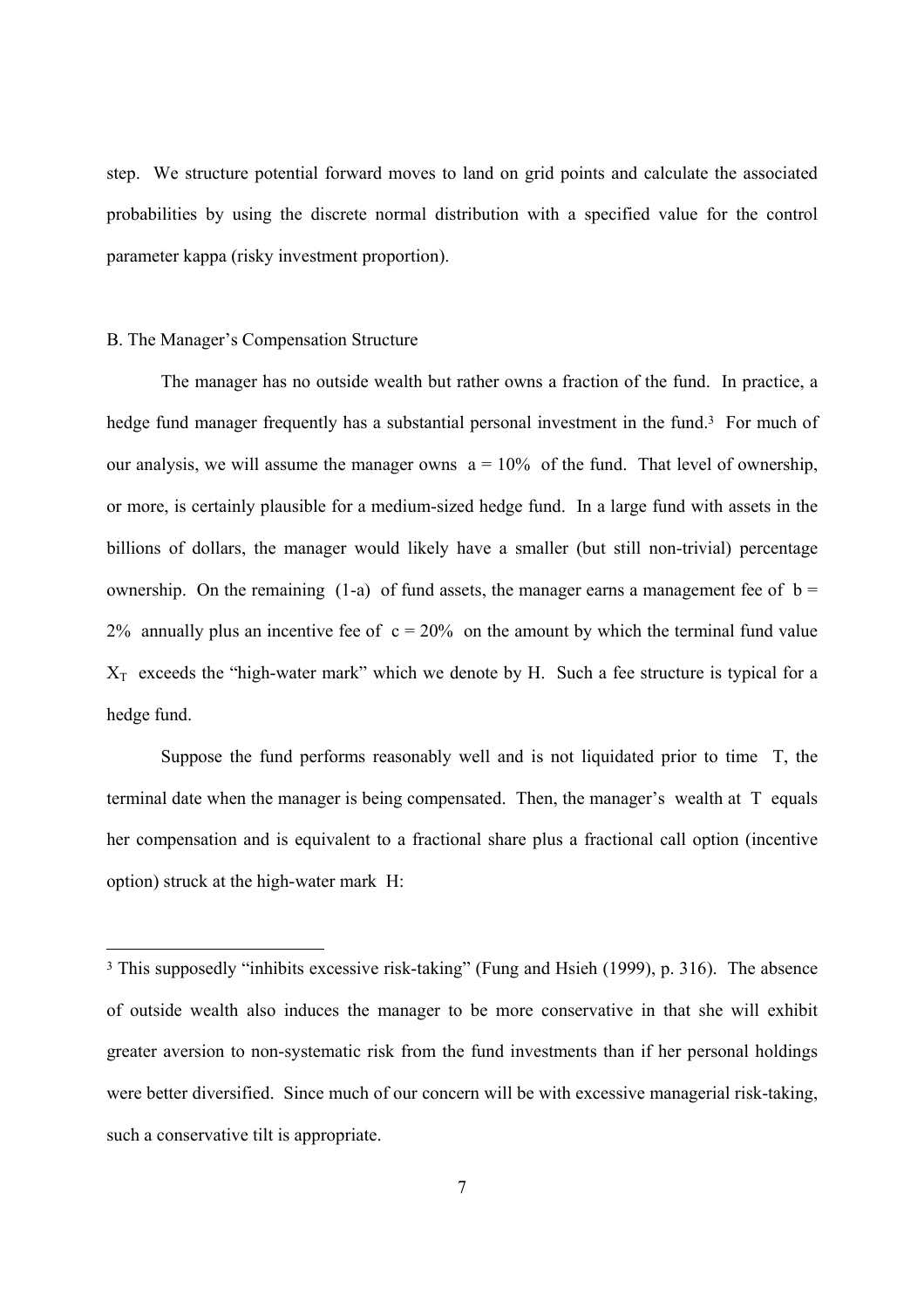step. We structure potential forward moves to land on grid points and calculate the associated probabilities by using the discrete normal distribution with a specified value for the control parameter kappa (risky investment proportion).

### B. The Manager's Compensation Structure

The manager has no outside wealth but rather owns a fraction of the fund. In practice, a hedge fund manager frequently has a substantial personal investment in the fund.[3] For much of our analysis, we will assume the manager owns $a = 10\%$ of the fund. That level of ownership, or more, is certainly plausible for a medium-sized hedge fund. In a large fund with assets in the billions of dollars, the manager would likely have a smaller (but still non-trivial) percentage ownership. On the remaining $(1\text{-}a)$ of fund assets, the manager earns a management fee of $b = 2\%$ annually plus an incentive fee of $c = 20\%$ on the amount by which the terminal fund value $X_T$ exceeds the "high-water mark" which we denote by H. Such a fee structure is typical for a hedge fund.

Suppose the fund performs reasonably well and is not liquidated prior to time T, the terminal date when the manager is being compensated. Then, the manager's wealth at T equals her compensation and is equivalent to a fractional share plus a fractional call option (incentive option) struck at the high-water mark H:

[3] This supposedly "inhibits excessive risk-taking" (Fung and Hsieh (1999), p. 316). The absence of outside wealth also induces the manager to be more conservative in that she will exhibit greater aversion to non-systematic risk from the fund investments than if her personal holdings were better diversified. Since much of our concern will be with excessive managerial risk-taking, such a conservative tilt is appropriate.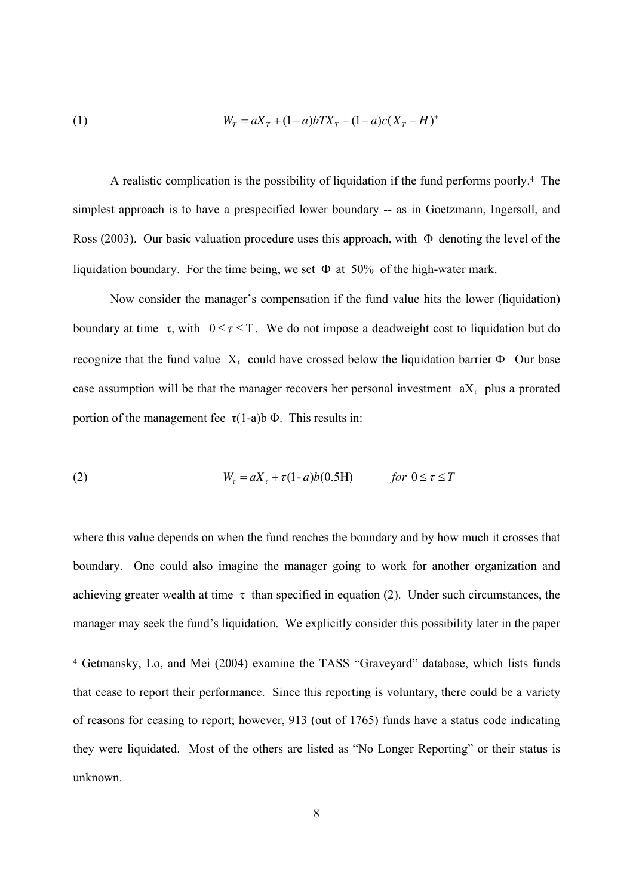$$W_T = aX_T + (1-a)bTX_T + (1-a)c(X_T - H)^+ \tag{1}$$

A realistic complication is the possibility of liquidation if the fund performs poorly.[4] The simplest approach is to have a prespecified lower boundary -- as in Goetzmann, Ingersoll, and Ross (2003). Our basic valuation procedure uses this approach, with $\Phi$ denoting the level of the liquidation boundary. For the time being, we set $\Phi$ at 50% of the high-water mark.

Now consider the manager's compensation if the fund value hits the lower (liquidation) boundary at time $\tau$, with $0 \le \tau \le T$. We do not impose a deadweight cost to liquidation but do recognize that the fund value $X_\tau$ could have crossed below the liquidation barrier $\Phi$. Our base case assumption will be that the manager recovers her personal investment $aX_\tau$ plus a prorated portion of the management fee $\tau(1\text{-}a)b\,\Phi$. This results in:

$$W_\tau = aX_\tau + \tau(1\text{-}a)b(0.5\text{H}) \qquad \textit{for } 0 \le \tau \le T \tag{2}$$

where this value depends on when the fund reaches the boundary and by how much it crosses that boundary. One could also imagine the manager going to work for another organization and achieving greater wealth at time $\tau$ than specified in equation (2). Under such circumstances, the manager may seek the fund's liquidation. We explicitly consider this possibility later in the paper

[4] Getmansky, Lo, and Mei (2004) examine the TASS "Graveyard" database, which lists funds that cease to report their performance. Since this reporting is voluntary, there could be a variety of reasons for ceasing to report; however, 913 (out of 1765) funds have a status code indicating they were liquidated. Most of the others are listed as "No Longer Reporting" or their status is unknown.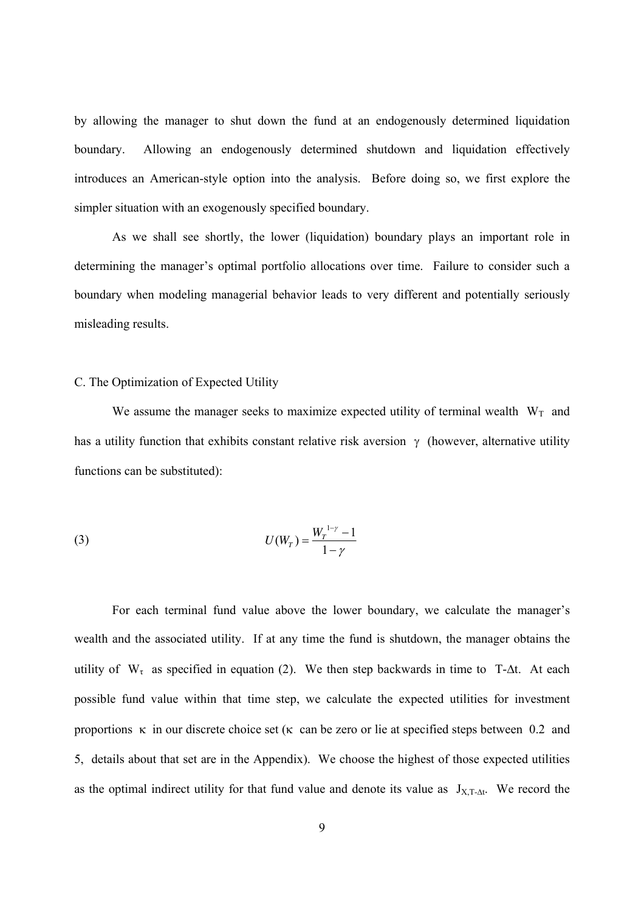by allowing the manager to shut down the fund at an endogenously determined liquidation boundary. Allowing an endogenously determined shutdown and liquidation effectively introduces an American-style option into the analysis. Before doing so, we first explore the simpler situation with an exogenously specified boundary.

As we shall see shortly, the lower (liquidation) boundary plays an important role in determining the manager's optimal portfolio allocations over time. Failure to consider such a boundary when modeling managerial behavior leads to very different and potentially seriously misleading results.

C. The Optimization of Expected Utility

We assume the manager seeks to maximize expected utility of terminal wealth $W_T$ and has a utility function that exhibits constant relative risk aversion $\gamma$ (however, alternative utility functions can be substituted):

$$U(W_T) = \frac{W_T^{1-\gamma} - 1}{1-\gamma} \tag{3}$$

For each terminal fund value above the lower boundary, we calculate the manager's wealth and the associated utility. If at any time the fund is shutdown, the manager obtains the utility of $W_\tau$ as specified in equation (2). We then step backwards in time to $T\text{-}\Delta t$. At each possible fund value within that time step, we calculate the expected utilities for investment proportions $\kappa$ in our discrete choice set ($\kappa$ can be zero or lie at specified steps between 0.2 and 5, details about that set are in the Appendix). We choose the highest of those expected utilities as the optimal indirect utility for that fund value and denote its value as $J_{X,T-\Delta t}$. We record the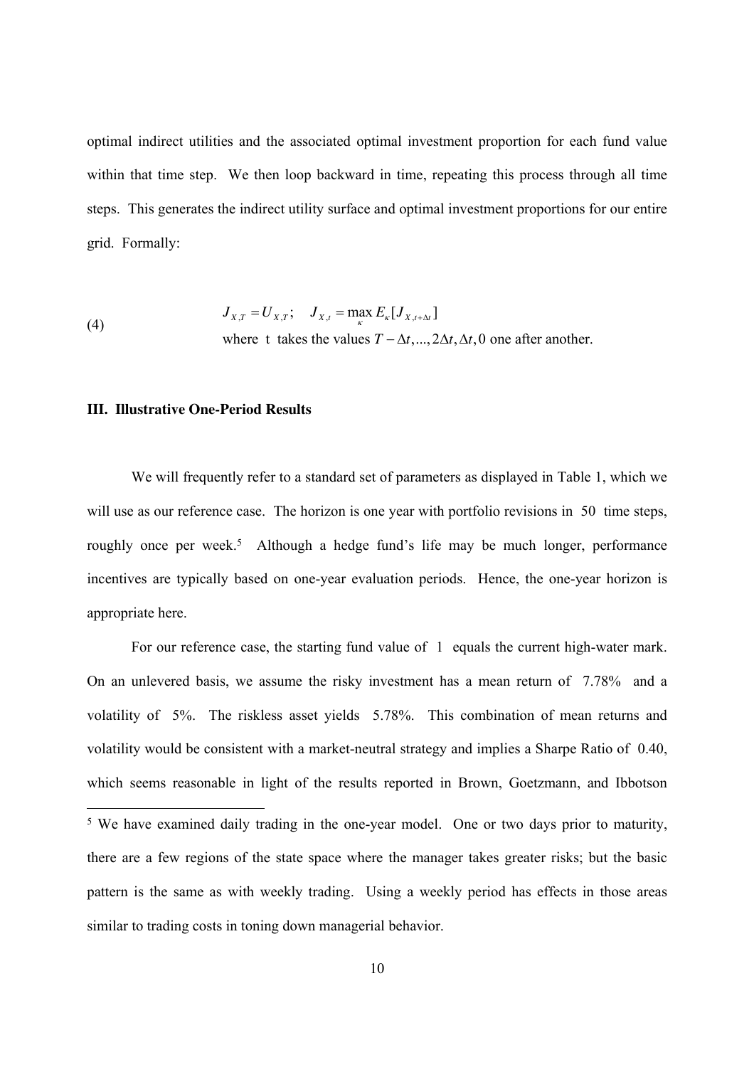optimal indirect utilities and the associated optimal investment proportion for each fund value within that time step. We then loop backward in time, repeating this process through all time steps. This generates the indirect utility surface and optimal investment proportions for our entire grid. Formally:

$$J_{X,T} = U_{X,T}; \quad J_{X,t} = \max_{\kappa} E_{\kappa}[J_{X,t+\Delta t}] \tag{4}$$

where t takes the values $T - \Delta t, ..., 2\Delta t, \Delta t, 0$ one after another.

### III. Illustrative One-Period Results

We will frequently refer to a standard set of parameters as displayed in Table 1, which we will use as our reference case. The horizon is one year with portfolio revisions in 50 time steps, roughly once per week.[5] Although a hedge fund's life may be much longer, performance incentives are typically based on one-year evaluation periods. Hence, the one-year horizon is appropriate here.

For our reference case, the starting fund value of 1 equals the current high-water mark. On an unlevered basis, we assume the risky investment has a mean return of 7.78% and a volatility of 5%. The riskless asset yields 5.78%. This combination of mean returns and volatility would be consistent with a market-neutral strategy and implies a Sharpe Ratio of 0.40, which seems reasonable in light of the results reported in Brown, Goetzmann, and Ibbotson

[5] We have examined daily trading in the one-year model. One or two days prior to maturity, there are a few regions of the state space where the manager takes greater risks; but the basic pattern is the same as with weekly trading. Using a weekly period has effects in those areas similar to trading costs in toning down managerial behavior.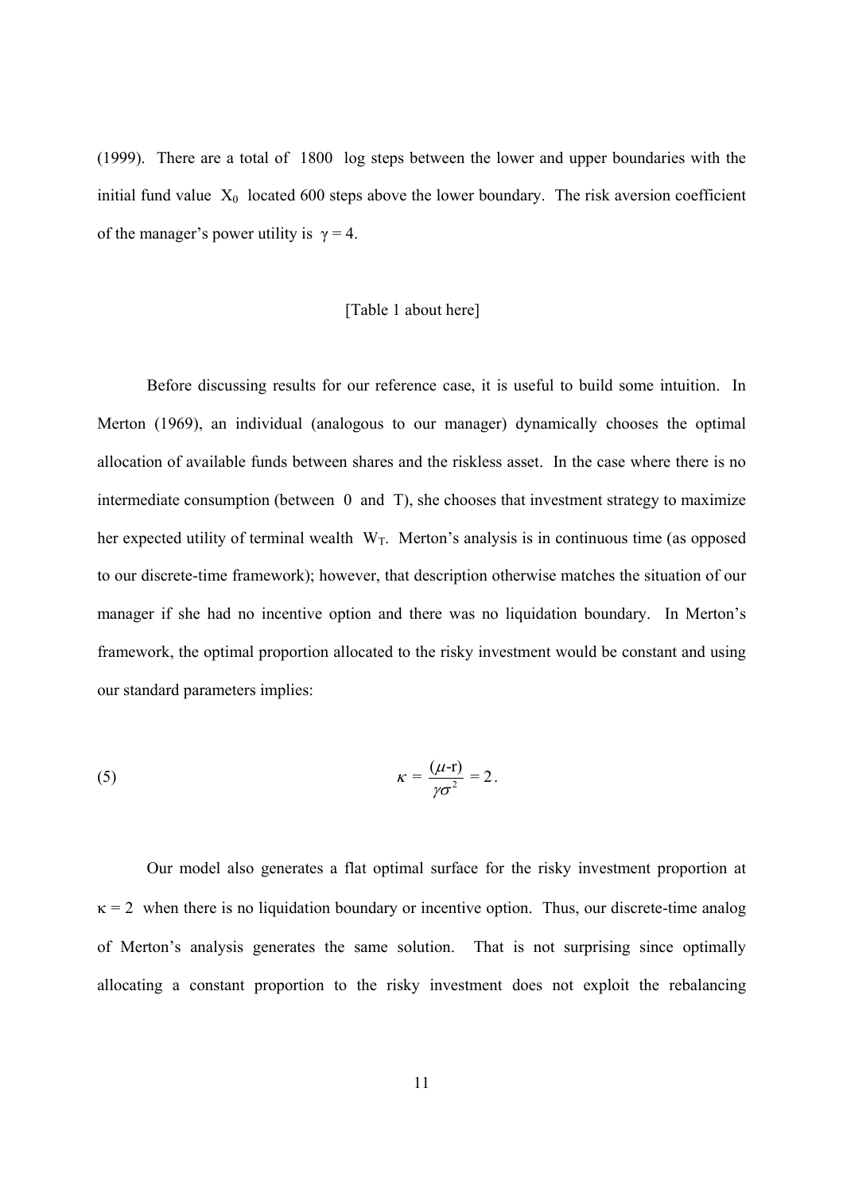(1999). There are a total of 1800 log steps between the lower and upper boundaries with the initial fund value $X_0$ located 600 steps above the lower boundary. The risk aversion coefficient of the manager's power utility is $\gamma = 4$.

[Table 1 about here]

Before discussing results for our reference case, it is useful to build some intuition. In Merton (1969), an individual (analogous to our manager) dynamically chooses the optimal allocation of available funds between shares and the riskless asset. In the case where there is no intermediate consumption (between 0 and T), she chooses that investment strategy to maximize her expected utility of terminal wealth $W_T$. Merton's analysis is in continuous time (as opposed to our discrete-time framework); however, that description otherwise matches the situation of our manager if she had no incentive option and there was no liquidation boundary. In Merton's framework, the optimal proportion allocated to the risky investment would be constant and using our standard parameters implies:

$$\kappa = \frac{(\mu\text{-r})}{\gamma\sigma^2} = 2\,. \tag{5}$$

Our model also generates a flat optimal surface for the risky investment proportion at $\kappa = 2$ when there is no liquidation boundary or incentive option. Thus, our discrete-time analog of Merton's analysis generates the same solution. That is not surprising since optimally allocating a constant proportion to the risky investment does not exploit the rebalancing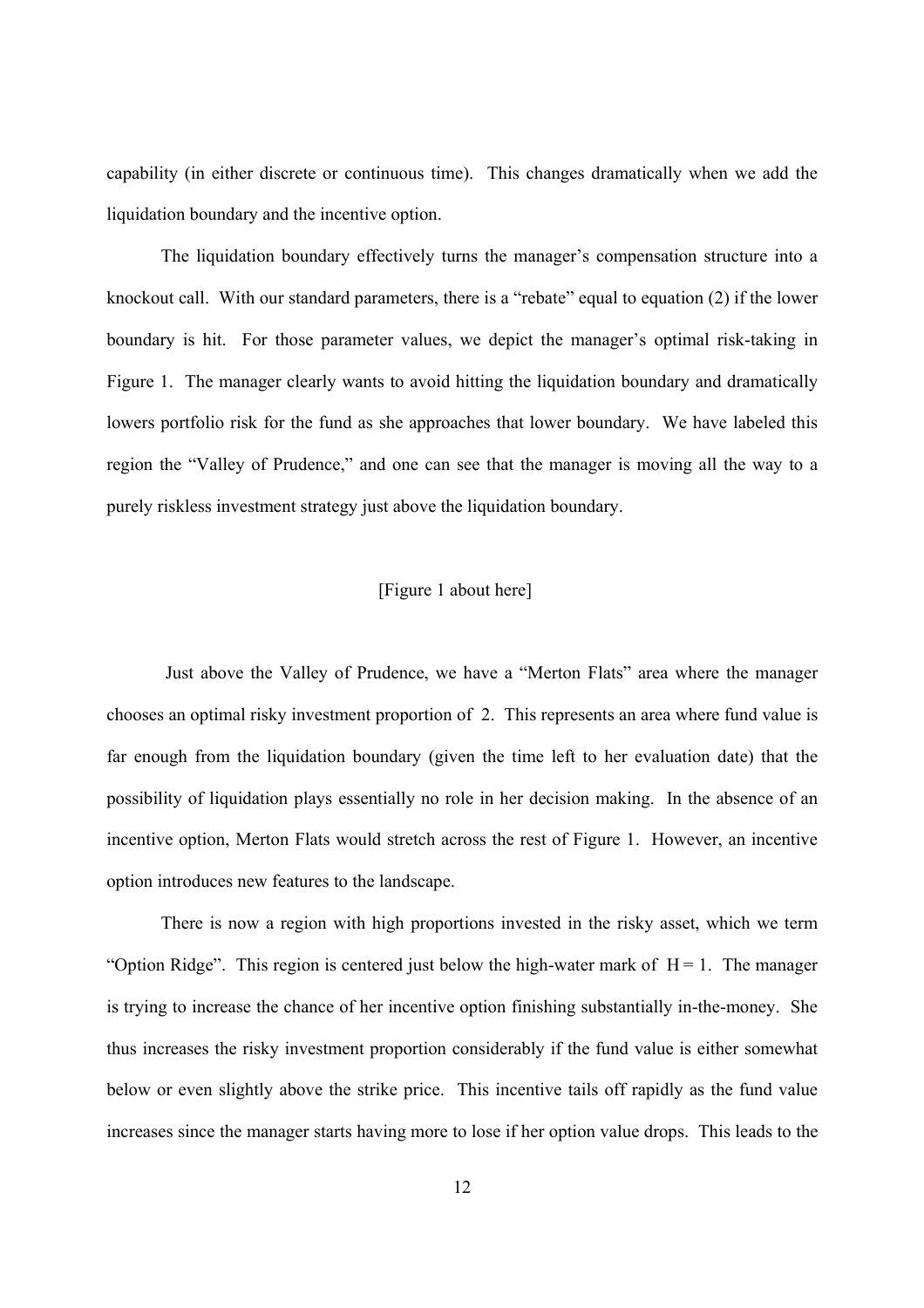capability (in either discrete or continuous time). This changes dramatically when we add the liquidation boundary and the incentive option.

The liquidation boundary effectively turns the manager's compensation structure into a knockout call. With our standard parameters, there is a "rebate" equal to equation (2) if the lower boundary is hit. For those parameter values, we depict the manager's optimal risk-taking in Figure 1. The manager clearly wants to avoid hitting the liquidation boundary and dramatically lowers portfolio risk for the fund as she approaches that lower boundary. We have labeled this region the "Valley of Prudence," and one can see that the manager is moving all the way to a purely riskless investment strategy just above the liquidation boundary.

[Figure 1 about here]

Just above the Valley of Prudence, we have a "Merton Flats" area where the manager chooses an optimal risky investment proportion of 2. This represents an area where fund value is far enough from the liquidation boundary (given the time left to her evaluation date) that the possibility of liquidation plays essentially no role in her decision making. In the absence of an incentive option, Merton Flats would stretch across the rest of Figure 1. However, an incentive option introduces new features to the landscape.

There is now a region with high proportions invested in the risky asset, which we term "Option Ridge". This region is centered just below the high-water mark of $H = 1$. The manager is trying to increase the chance of her incentive option finishing substantially in-the-money. She thus increases the risky investment proportion considerably if the fund value is either somewhat below or even slightly above the strike price. This incentive tails off rapidly as the fund value increases since the manager starts having more to lose if her option value drops. This leads to the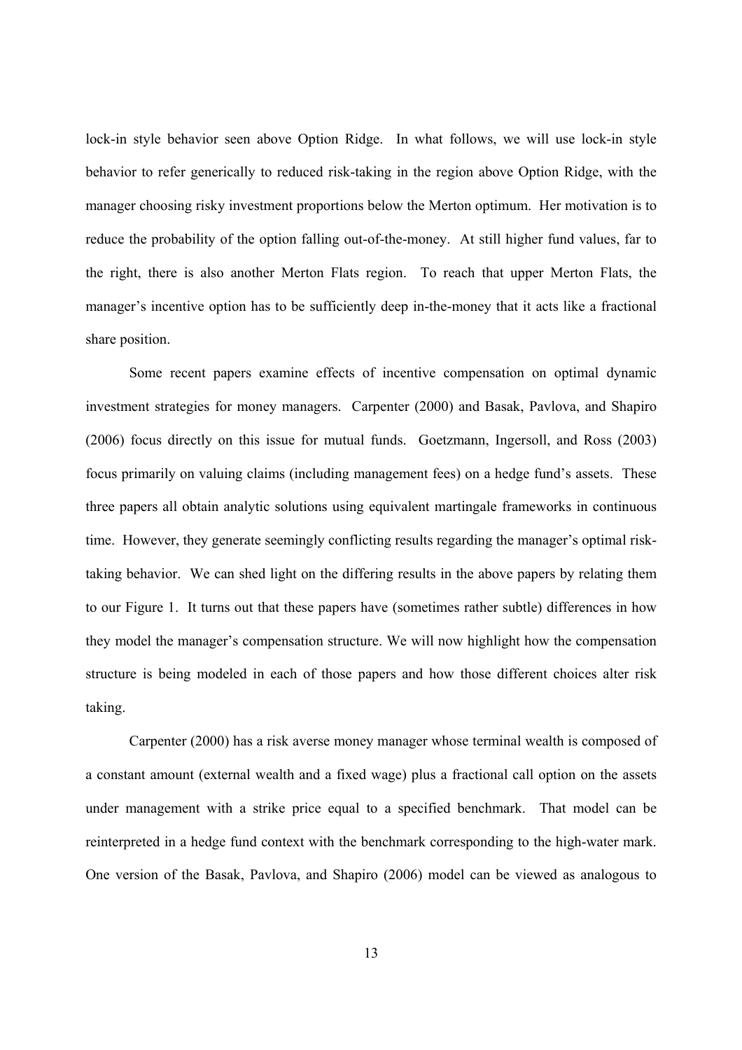lock-in style behavior seen above Option Ridge. In what follows, we will use lock-in style behavior to refer generically to reduced risk-taking in the region above Option Ridge, with the manager choosing risky investment proportions below the Merton optimum. Her motivation is to reduce the probability of the option falling out-of-the-money. At still higher fund values, far to the right, there is also another Merton Flats region. To reach that upper Merton Flats, the manager's incentive option has to be sufficiently deep in-the-money that it acts like a fractional share position.

Some recent papers examine effects of incentive compensation on optimal dynamic investment strategies for money managers. Carpenter (2000) and Basak, Pavlova, and Shapiro (2006) focus directly on this issue for mutual funds. Goetzmann, Ingersoll, and Ross (2003) focus primarily on valuing claims (including management fees) on a hedge fund's assets. These three papers all obtain analytic solutions using equivalent martingale frameworks in continuous time. However, they generate seemingly conflicting results regarding the manager's optimal risk-taking behavior. We can shed light on the differing results in the above papers by relating them to our Figure 1. It turns out that these papers have (sometimes rather subtle) differences in how they model the manager's compensation structure. We will now highlight how the compensation structure is being modeled in each of those papers and how those different choices alter risk taking.

Carpenter (2000) has a risk averse money manager whose terminal wealth is composed of a constant amount (external wealth and a fixed wage) plus a fractional call option on the assets under management with a strike price equal to a specified benchmark. That model can be reinterpreted in a hedge fund context with the benchmark corresponding to the high-water mark. One version of the Basak, Pavlova, and Shapiro (2006) model can be viewed as analogous to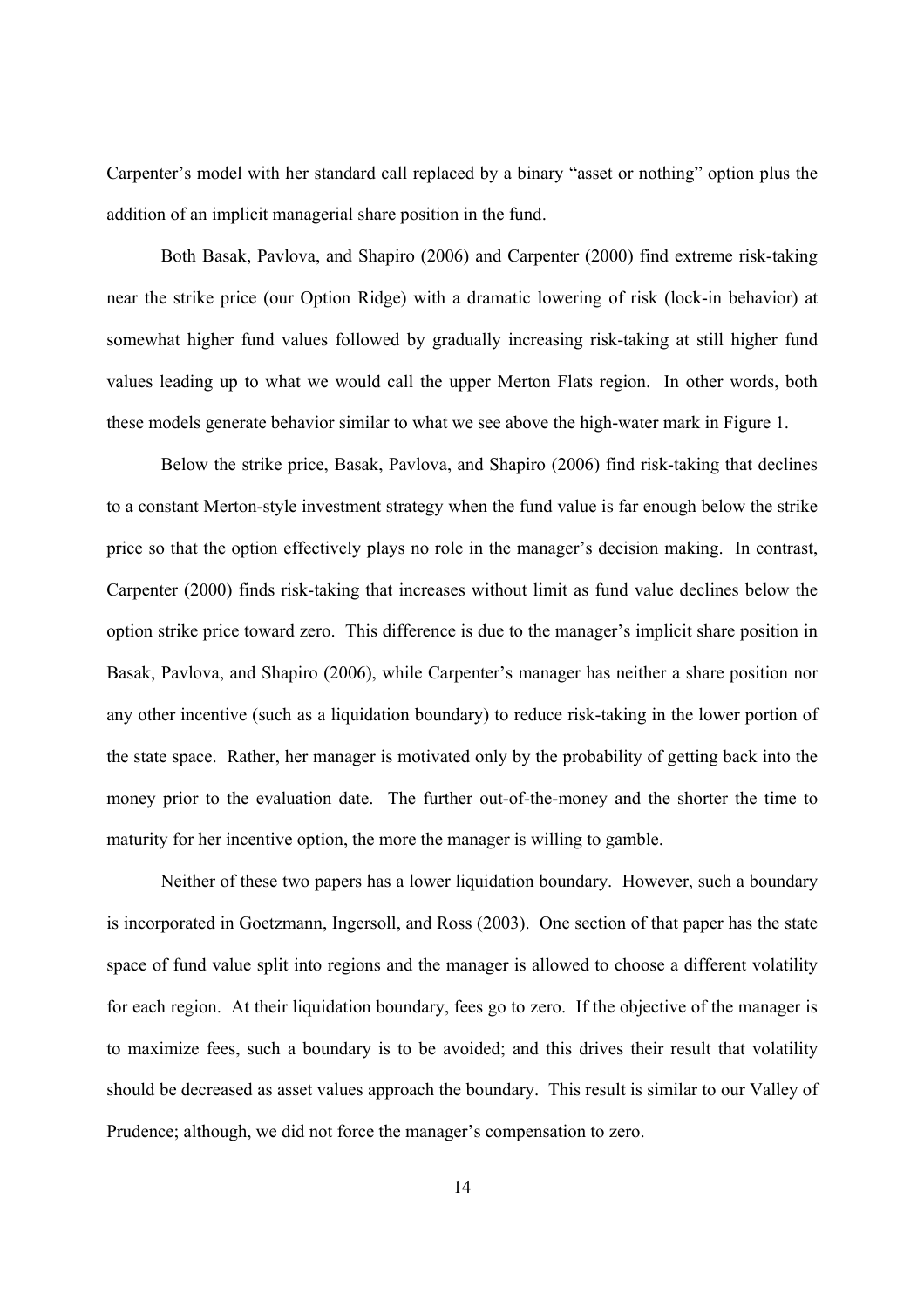Carpenter's model with her standard call replaced by a binary "asset or nothing" option plus the addition of an implicit managerial share position in the fund.

Both Basak, Pavlova, and Shapiro (2006) and Carpenter (2000) find extreme risk-taking near the strike price (our Option Ridge) with a dramatic lowering of risk (lock-in behavior) at somewhat higher fund values followed by gradually increasing risk-taking at still higher fund values leading up to what we would call the upper Merton Flats region. In other words, both these models generate behavior similar to what we see above the high-water mark in Figure 1.

Below the strike price, Basak, Pavlova, and Shapiro (2006) find risk-taking that declines to a constant Merton-style investment strategy when the fund value is far enough below the strike price so that the option effectively plays no role in the manager's decision making. In contrast, Carpenter (2000) finds risk-taking that increases without limit as fund value declines below the option strike price toward zero. This difference is due to the manager's implicit share position in Basak, Pavlova, and Shapiro (2006), while Carpenter's manager has neither a share position nor any other incentive (such as a liquidation boundary) to reduce risk-taking in the lower portion of the state space. Rather, her manager is motivated only by the probability of getting back into the money prior to the evaluation date. The further out-of-the-money and the shorter the time to maturity for her incentive option, the more the manager is willing to gamble.

Neither of these two papers has a lower liquidation boundary. However, such a boundary is incorporated in Goetzmann, Ingersoll, and Ross (2003). One section of that paper has the state space of fund value split into regions and the manager is allowed to choose a different volatility for each region. At their liquidation boundary, fees go to zero. If the objective of the manager is to maximize fees, such a boundary is to be avoided; and this drives their result that volatility should be decreased as asset values approach the boundary. This result is similar to our Valley of Prudence; although, we did not force the manager's compensation to zero.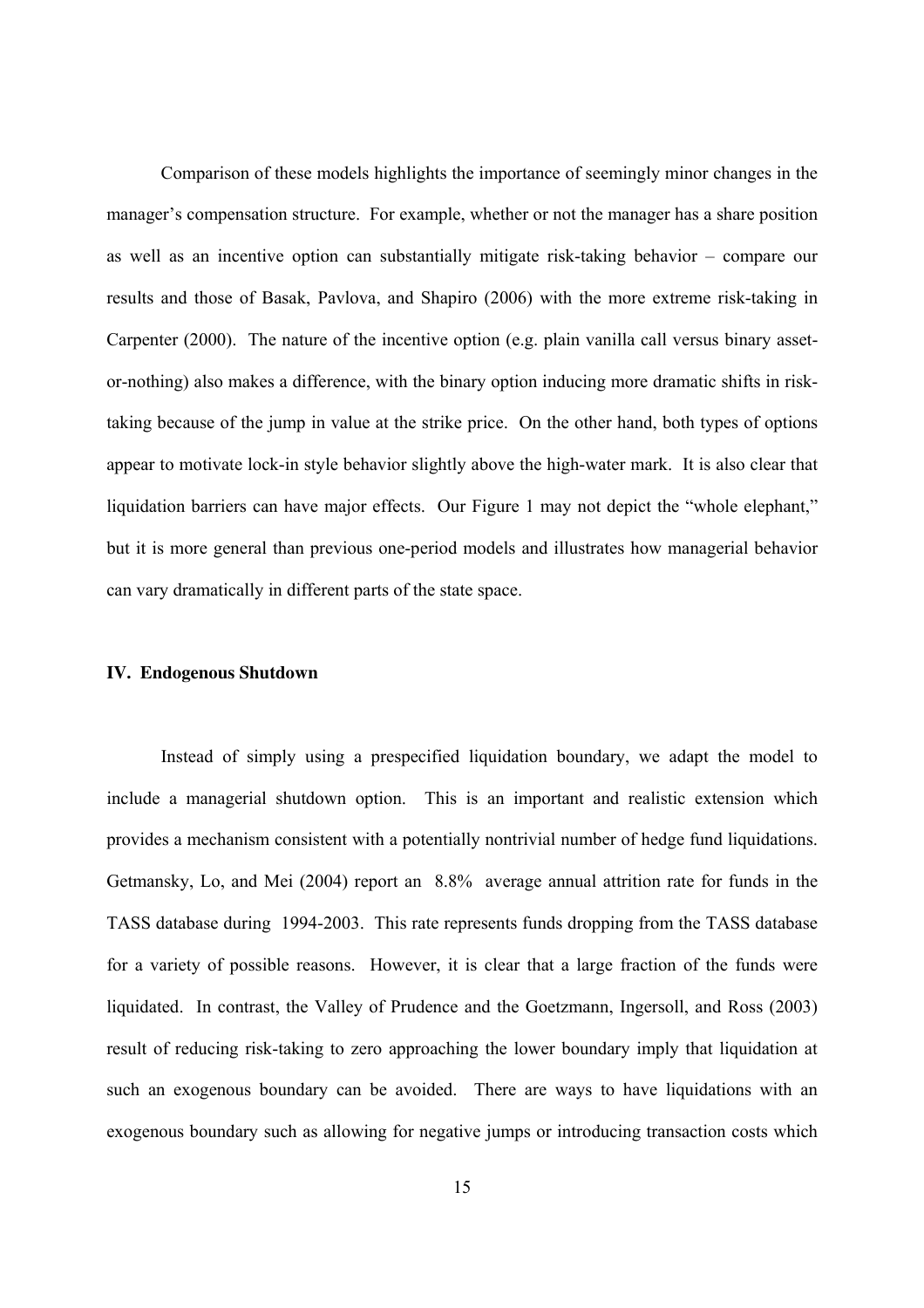Comparison of these models highlights the importance of seemingly minor changes in the manager's compensation structure. For example, whether or not the manager has a share position as well as an incentive option can substantially mitigate risk-taking behavior – compare our results and those of Basak, Pavlova, and Shapiro (2006) with the more extreme risk-taking in Carpenter (2000). The nature of the incentive option (e.g. plain vanilla call versus binary asset-or-nothing) also makes a difference, with the binary option inducing more dramatic shifts in risk-taking because of the jump in value at the strike price. On the other hand, both types of options appear to motivate lock-in style behavior slightly above the high-water mark. It is also clear that liquidation barriers can have major effects. Our Figure 1 may not depict the "whole elephant," but it is more general than previous one-period models and illustrates how managerial behavior can vary dramatically in different parts of the state space.

## IV. Endogenous Shutdown

Instead of simply using a prespecified liquidation boundary, we adapt the model to include a managerial shutdown option. This is an important and realistic extension which provides a mechanism consistent with a potentially nontrivial number of hedge fund liquidations. Getmansky, Lo, and Mei (2004) report an 8.8% average annual attrition rate for funds in the TASS database during 1994-2003. This rate represents funds dropping from the TASS database for a variety of possible reasons. However, it is clear that a large fraction of the funds were liquidated. In contrast, the Valley of Prudence and the Goetzmann, Ingersoll, and Ross (2003) result of reducing risk-taking to zero approaching the lower boundary imply that liquidation at such an exogenous boundary can be avoided. There are ways to have liquidations with an exogenous boundary such as allowing for negative jumps or introducing transaction costs which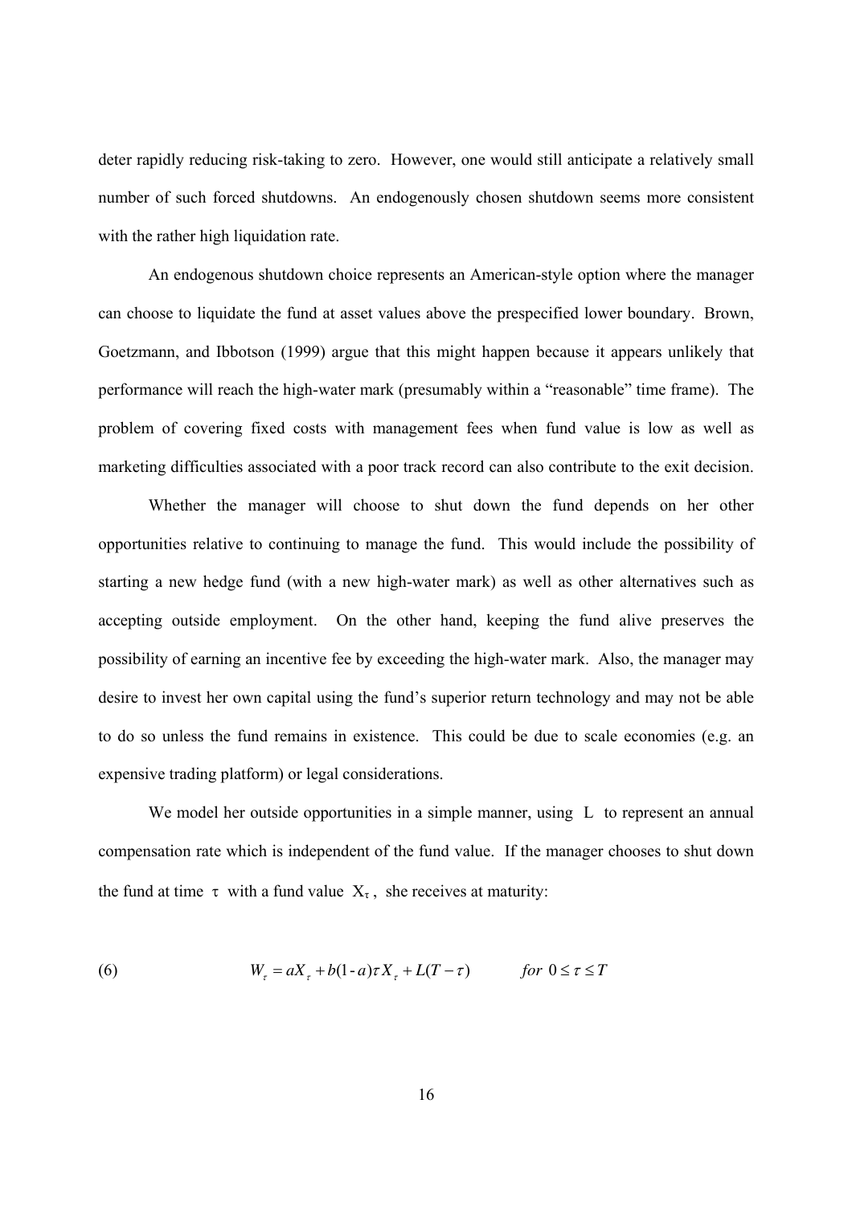deter rapidly reducing risk-taking to zero. However, one would still anticipate a relatively small number of such forced shutdowns. An endogenously chosen shutdown seems more consistent with the rather high liquidation rate.

An endogenous shutdown choice represents an American-style option where the manager can choose to liquidate the fund at asset values above the prespecified lower boundary. Brown, Goetzmann, and Ibbotson (1999) argue that this might happen because it appears unlikely that performance will reach the high-water mark (presumably within a "reasonable" time frame). The problem of covering fixed costs with management fees when fund value is low as well as marketing difficulties associated with a poor track record can also contribute to the exit decision.

Whether the manager will choose to shut down the fund depends on her other opportunities relative to continuing to manage the fund. This would include the possibility of starting a new hedge fund (with a new high-water mark) as well as other alternatives such as accepting outside employment. On the other hand, keeping the fund alive preserves the possibility of earning an incentive fee by exceeding the high-water mark. Also, the manager may desire to invest her own capital using the fund's superior return technology and may not be able to do so unless the fund remains in existence. This could be due to scale economies (e.g. an expensive trading platform) or legal considerations.

We model her outside opportunities in a simple manner, using $L$ to represent an annual compensation rate which is independent of the fund value. If the manager chooses to shut down the fund at time $\tau$ with a fund value $X_\tau$, she receives at maturity:

$$W_\tau = aX_\tau + b(1-a)\tau X_\tau + L(T-\tau) \qquad \text{for } 0 \le \tau \le T \tag{6}$$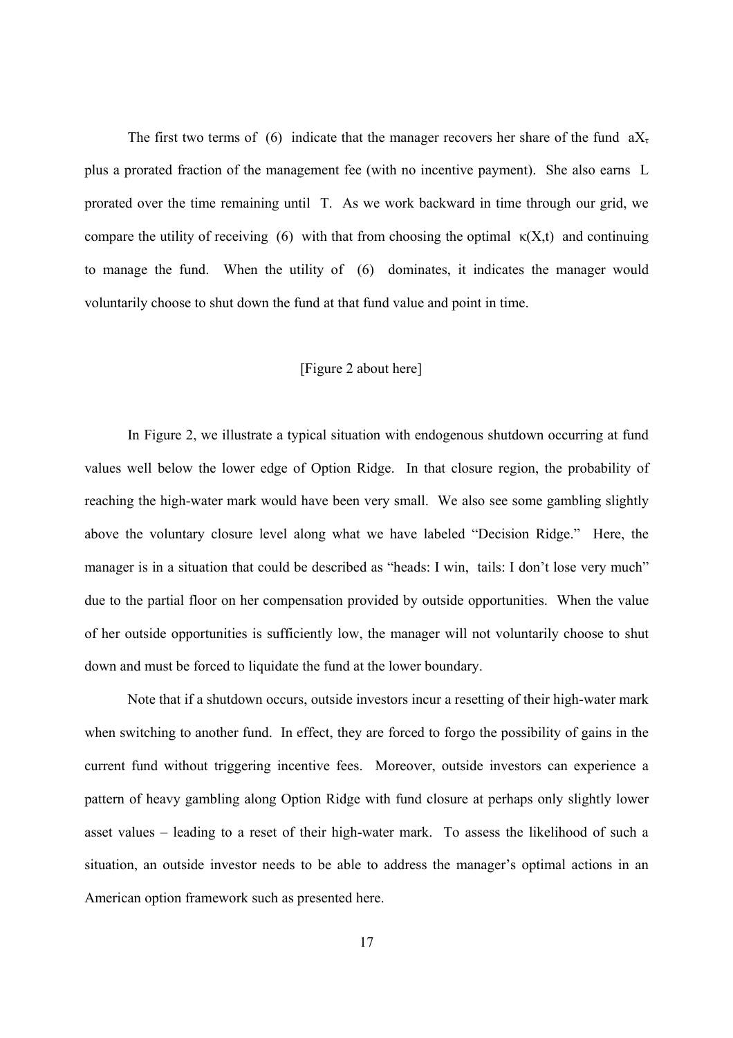The first two terms of (6) indicate that the manager recovers her share of the fund $aX_\tau$ plus a prorated fraction of the management fee (with no incentive payment). She also earns L prorated over the time remaining until T. As we work backward in time through our grid, we compare the utility of receiving (6) with that from choosing the optimal $\kappa(X,t)$ and continuing to manage the fund. When the utility of (6) dominates, it indicates the manager would voluntarily choose to shut down the fund at that fund value and point in time.

[Figure 2 about here]

In Figure 2, we illustrate a typical situation with endogenous shutdown occurring at fund values well below the lower edge of Option Ridge. In that closure region, the probability of reaching the high-water mark would have been very small. We also see some gambling slightly above the voluntary closure level along what we have labeled "Decision Ridge." Here, the manager is in a situation that could be described as "heads: I win, tails: I don't lose very much" due to the partial floor on her compensation provided by outside opportunities. When the value of her outside opportunities is sufficiently low, the manager will not voluntarily choose to shut down and must be forced to liquidate the fund at the lower boundary.

Note that if a shutdown occurs, outside investors incur a resetting of their high-water mark when switching to another fund. In effect, they are forced to forgo the possibility of gains in the current fund without triggering incentive fees. Moreover, outside investors can experience a pattern of heavy gambling along Option Ridge with fund closure at perhaps only slightly lower asset values – leading to a reset of their high-water mark. To assess the likelihood of such a situation, an outside investor needs to be able to address the manager's optimal actions in an American option framework such as presented here.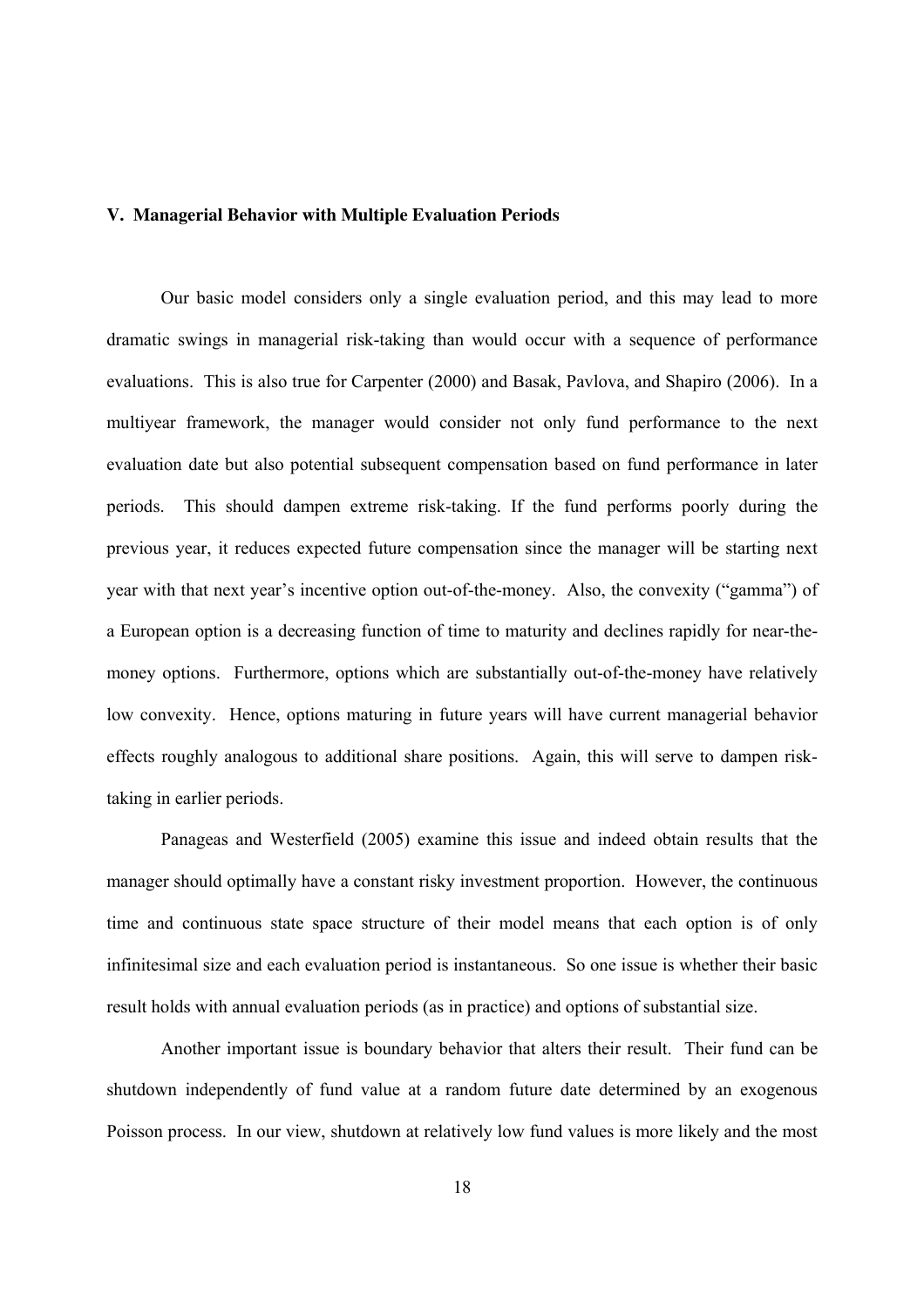## V. Managerial Behavior with Multiple Evaluation Periods

Our basic model considers only a single evaluation period, and this may lead to more dramatic swings in managerial risk-taking than would occur with a sequence of performance evaluations. This is also true for Carpenter (2000) and Basak, Pavlova, and Shapiro (2006). In a multiyear framework, the manager would consider not only fund performance to the next evaluation date but also potential subsequent compensation based on fund performance in later periods. This should dampen extreme risk-taking. If the fund performs poorly during the previous year, it reduces expected future compensation since the manager will be starting next year with that next year's incentive option out-of-the-money. Also, the convexity ("gamma") of a European option is a decreasing function of time to maturity and declines rapidly for near-the-money options. Furthermore, options which are substantially out-of-the-money have relatively low convexity. Hence, options maturing in future years will have current managerial behavior effects roughly analogous to additional share positions. Again, this will serve to dampen risk-taking in earlier periods.

Panageas and Westerfield (2005) examine this issue and indeed obtain results that the manager should optimally have a constant risky investment proportion. However, the continuous time and continuous state space structure of their model means that each option is of only infinitesimal size and each evaluation period is instantaneous. So one issue is whether their basic result holds with annual evaluation periods (as in practice) and options of substantial size.

Another important issue is boundary behavior that alters their result. Their fund can be shutdown independently of fund value at a random future date determined by an exogenous Poisson process. In our view, shutdown at relatively low fund values is more likely and the most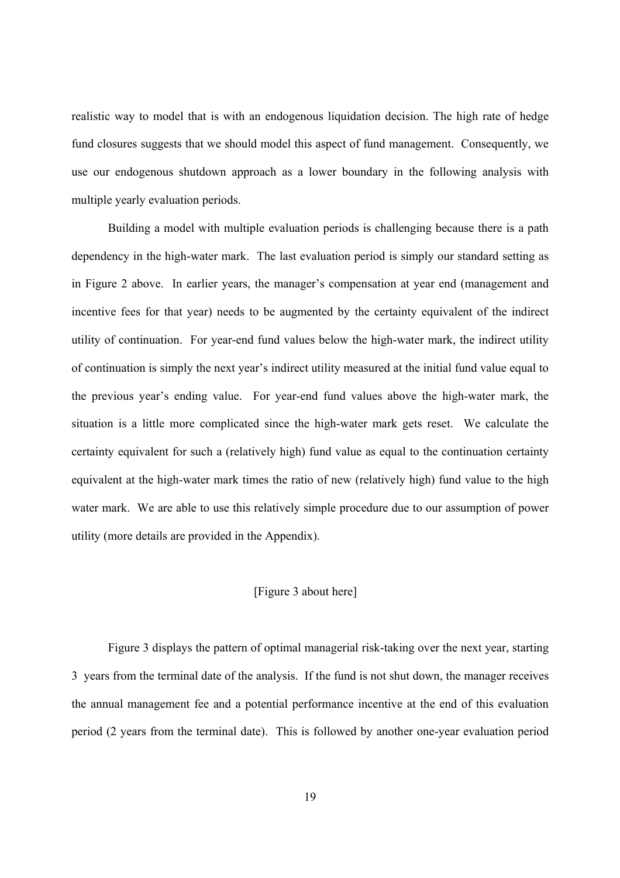realistic way to model that is with an endogenous liquidation decision. The high rate of hedge fund closures suggests that we should model this aspect of fund management. Consequently, we use our endogenous shutdown approach as a lower boundary in the following analysis with multiple yearly evaluation periods.

Building a model with multiple evaluation periods is challenging because there is a path dependency in the high-water mark. The last evaluation period is simply our standard setting as in Figure 2 above. In earlier years, the manager's compensation at year end (management and incentive fees for that year) needs to be augmented by the certainty equivalent of the indirect utility of continuation. For year-end fund values below the high-water mark, the indirect utility of continuation is simply the next year's indirect utility measured at the initial fund value equal to the previous year's ending value. For year-end fund values above the high-water mark, the situation is a little more complicated since the high-water mark gets reset. We calculate the certainty equivalent for such a (relatively high) fund value as equal to the continuation certainty equivalent at the high-water mark times the ratio of new (relatively high) fund value to the high water mark. We are able to use this relatively simple procedure due to our assumption of power utility (more details are provided in the Appendix).

[Figure 3 about here]

Figure 3 displays the pattern of optimal managerial risk-taking over the next year, starting 3 years from the terminal date of the analysis. If the fund is not shut down, the manager receives the annual management fee and a potential performance incentive at the end of this evaluation period (2 years from the terminal date). This is followed by another one-year evaluation period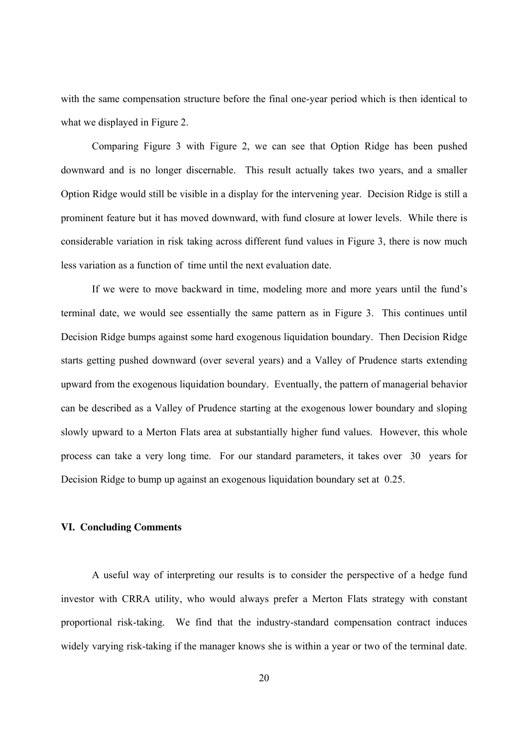with the same compensation structure before the final one-year period which is then identical to what we displayed in Figure 2.

Comparing Figure 3 with Figure 2, we can see that Option Ridge has been pushed downward and is no longer discernable. This result actually takes two years, and a smaller Option Ridge would still be visible in a display for the intervening year. Decision Ridge is still a prominent feature but it has moved downward, with fund closure at lower levels. While there is considerable variation in risk taking across different fund values in Figure 3, there is now much less variation as a function of time until the next evaluation date.

If we were to move backward in time, modeling more and more years until the fund's terminal date, we would see essentially the same pattern as in Figure 3. This continues until Decision Ridge bumps against some hard exogenous liquidation boundary. Then Decision Ridge starts getting pushed downward (over several years) and a Valley of Prudence starts extending upward from the exogenous liquidation boundary. Eventually, the pattern of managerial behavior can be described as a Valley of Prudence starting at the exogenous lower boundary and sloping slowly upward to a Merton Flats area at substantially higher fund values. However, this whole process can take a very long time. For our standard parameters, it takes over 30 years for Decision Ridge to bump up against an exogenous liquidation boundary set at 0.25.

## VI. Concluding Comments

A useful way of interpreting our results is to consider the perspective of a hedge fund investor with CRRA utility, who would always prefer a Merton Flats strategy with constant proportional risk-taking. We find that the industry-standard compensation contract induces widely varying risk-taking if the manager knows she is within a year or two of the terminal date.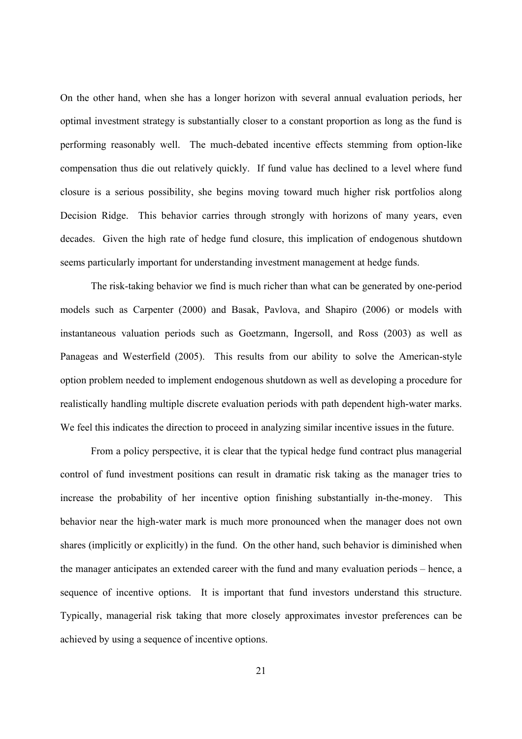On the other hand, when she has a longer horizon with several annual evaluation periods, her optimal investment strategy is substantially closer to a constant proportion as long as the fund is performing reasonably well. The much-debated incentive effects stemming from option-like compensation thus die out relatively quickly. If fund value has declined to a level where fund closure is a serious possibility, she begins moving toward much higher risk portfolios along Decision Ridge. This behavior carries through strongly with horizons of many years, even decades. Given the high rate of hedge fund closure, this implication of endogenous shutdown seems particularly important for understanding investment management at hedge funds.

The risk-taking behavior we find is much richer than what can be generated by one-period models such as Carpenter (2000) and Basak, Pavlova, and Shapiro (2006) or models with instantaneous valuation periods such as Goetzmann, Ingersoll, and Ross (2003) as well as Panageas and Westerfield (2005). This results from our ability to solve the American-style option problem needed to implement endogenous shutdown as well as developing a procedure for realistically handling multiple discrete evaluation periods with path dependent high-water marks. We feel this indicates the direction to proceed in analyzing similar incentive issues in the future.

From a policy perspective, it is clear that the typical hedge fund contract plus managerial control of fund investment positions can result in dramatic risk taking as the manager tries to increase the probability of her incentive option finishing substantially in-the-money. This behavior near the high-water mark is much more pronounced when the manager does not own shares (implicitly or explicitly) in the fund. On the other hand, such behavior is diminished when the manager anticipates an extended career with the fund and many evaluation periods – hence, a sequence of incentive options. It is important that fund investors understand this structure. Typically, managerial risk taking that more closely approximates investor preferences can be achieved by using a sequence of incentive options.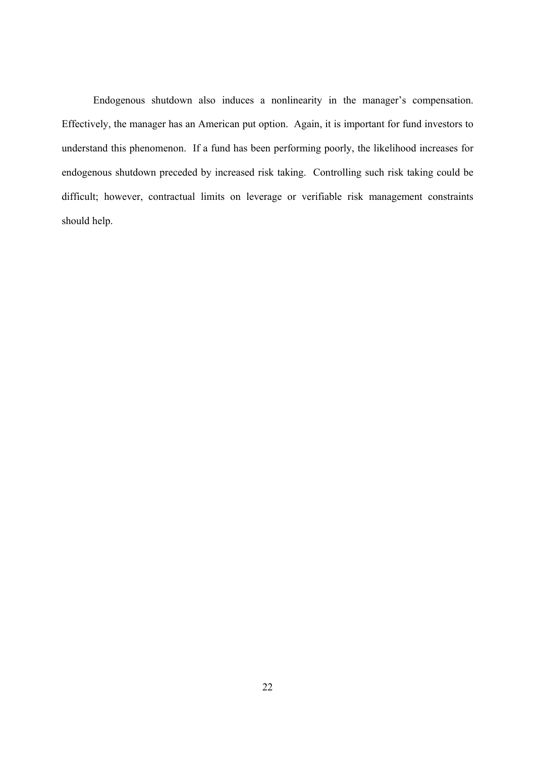Endogenous shutdown also induces a nonlinearity in the manager's compensation. Effectively, the manager has an American put option. Again, it is important for fund investors to understand this phenomenon. If a fund has been performing poorly, the likelihood increases for endogenous shutdown preceded by increased risk taking. Controlling such risk taking could be difficult; however, contractual limits on leverage or verifiable risk management constraints should help.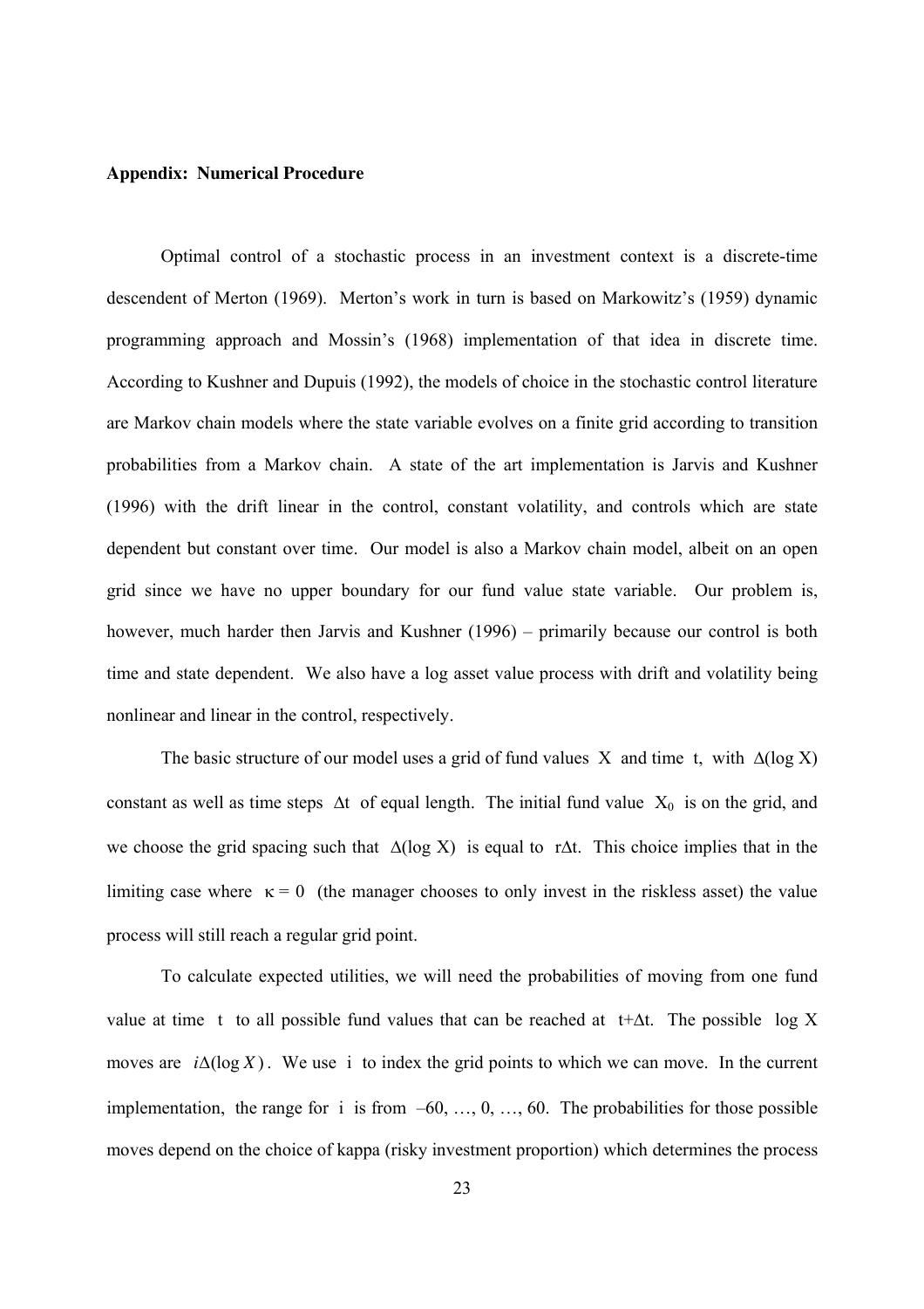**Appendix: Numerical Procedure**

Optimal control of a stochastic process in an investment context is a discrete-time descendent of Merton (1969). Merton's work in turn is based on Markowitz's (1959) dynamic programming approach and Mossin's (1968) implementation of that idea in discrete time. According to Kushner and Dupuis (1992), the models of choice in the stochastic control literature are Markov chain models where the state variable evolves on a finite grid according to transition probabilities from a Markov chain. A state of the art implementation is Jarvis and Kushner (1996) with the drift linear in the control, constant volatility, and controls which are state dependent but constant over time. Our model is also a Markov chain model, albeit on an open grid since we have no upper boundary for our fund value state variable. Our problem is, however, much harder then Jarvis and Kushner (1996) – primarily because our control is both time and state dependent. We also have a log asset value process with drift and volatility being nonlinear and linear in the control, respectively.

The basic structure of our model uses a grid of fund values $X$ and time $t$, with $\Delta(\log X)$ constant as well as time steps $\Delta t$ of equal length. The initial fund value $X_0$ is on the grid, and we choose the grid spacing such that $\Delta(\log X)$ is equal to $r\Delta t$. This choice implies that in the limiting case where $\kappa = 0$ (the manager chooses to only invest in the riskless asset) the value process will still reach a regular grid point.

To calculate expected utilities, we will need the probabilities of moving from one fund value at time $t$ to all possible fund values that can be reached at $t+\Delta t$. The possible $\log X$ moves are $i\Delta(\log X)$. We use $i$ to index the grid points to which we can move. In the current implementation, the range for $i$ is from $-60, \ldots, 0, \ldots, 60$. The probabilities for those possible moves depend on the choice of kappa (risky investment proportion) which determines the process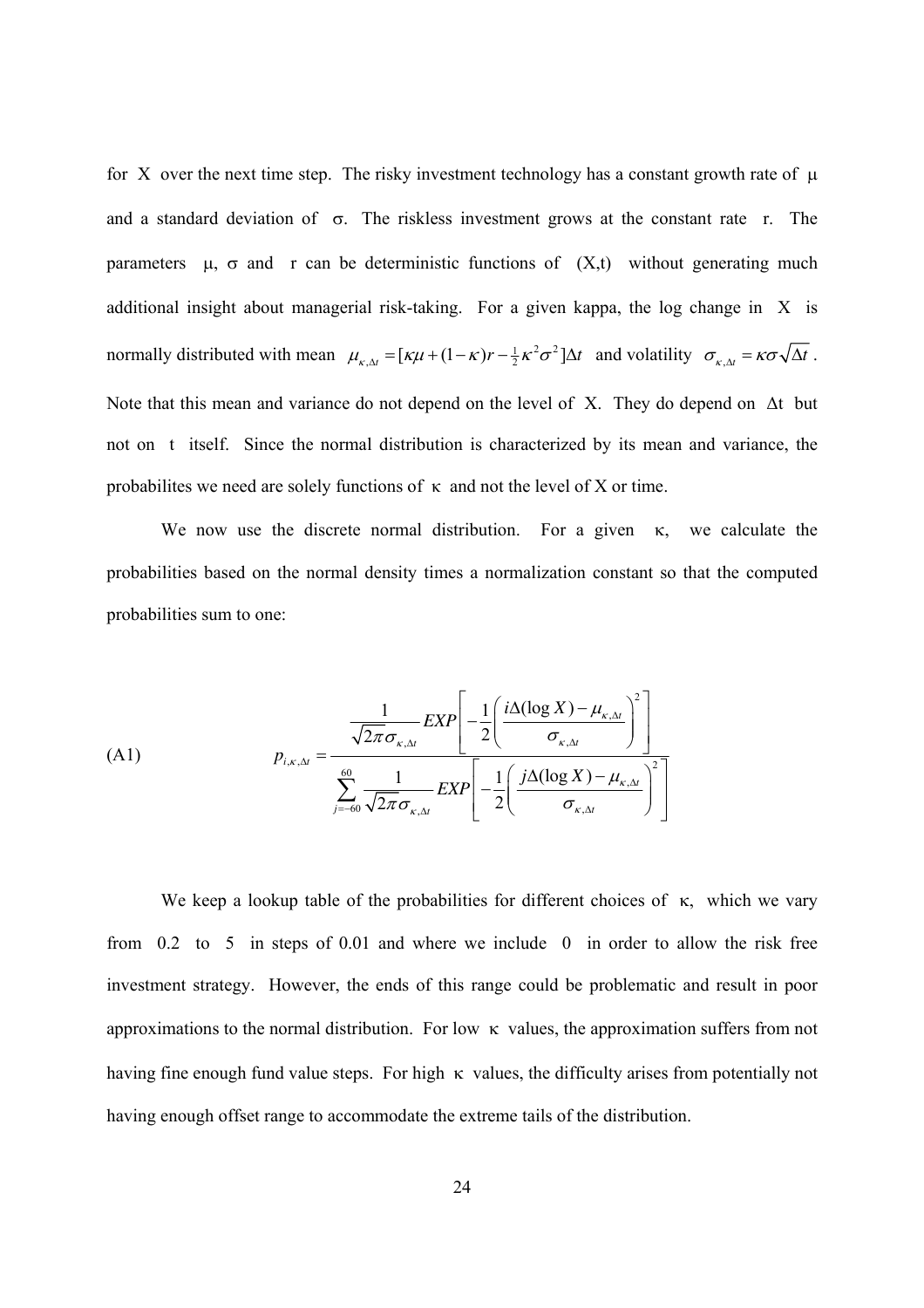for X over the next time step. The risky investment technology has a constant growth rate of μ and a standard deviation of σ. The riskless investment grows at the constant rate r. The parameters μ, σ and r can be deterministic functions of (X,t) without generating much additional insight about managerial risk-taking. For a given kappa, the log change in X is normally distributed with mean $\mu_{\kappa,\Delta t} = [\kappa\mu + (1-\kappa)r - \frac{1}{2}\kappa^2\sigma^2]\Delta t$ and volatility $\sigma_{\kappa,\Delta t} = \kappa\sigma\sqrt{\Delta t}$. Note that this mean and variance do not depend on the level of X. They do depend on Δt but not on t itself. Since the normal distribution is characterized by its mean and variance, the probabilites we need are solely functions of κ and not the level of X or time.

We now use the discrete normal distribution. For a given κ, we calculate the probabilities based on the normal density times a normalization constant so that the computed probabilities sum to one:

$$p_{i,\kappa,\Delta t} = \frac{\frac{1}{\sqrt{2\pi}\sigma_{\kappa,\Delta t}} EXP\left[-\frac{1}{2}\left(\frac{i\Delta(\log X) - \mu_{\kappa,\Delta t}}{\sigma_{\kappa,\Delta t}}\right)^2\right]}{\sum_{j=-60}^{60} \frac{1}{\sqrt{2\pi}\sigma_{\kappa,\Delta t}} EXP\left[-\frac{1}{2}\left(\frac{j\Delta(\log X) - \mu_{\kappa,\Delta t}}{\sigma_{\kappa,\Delta t}}\right)^2\right]} \tag{A1}$$

We keep a lookup table of the probabilities for different choices of κ, which we vary from 0.2 to 5 in steps of 0.01 and where we include 0 in order to allow the risk free investment strategy. However, the ends of this range could be problematic and result in poor approximations to the normal distribution. For low κ values, the approximation suffers from not having fine enough fund value steps. For high κ values, the difficulty arises from potentially not having enough offset range to accommodate the extreme tails of the distribution.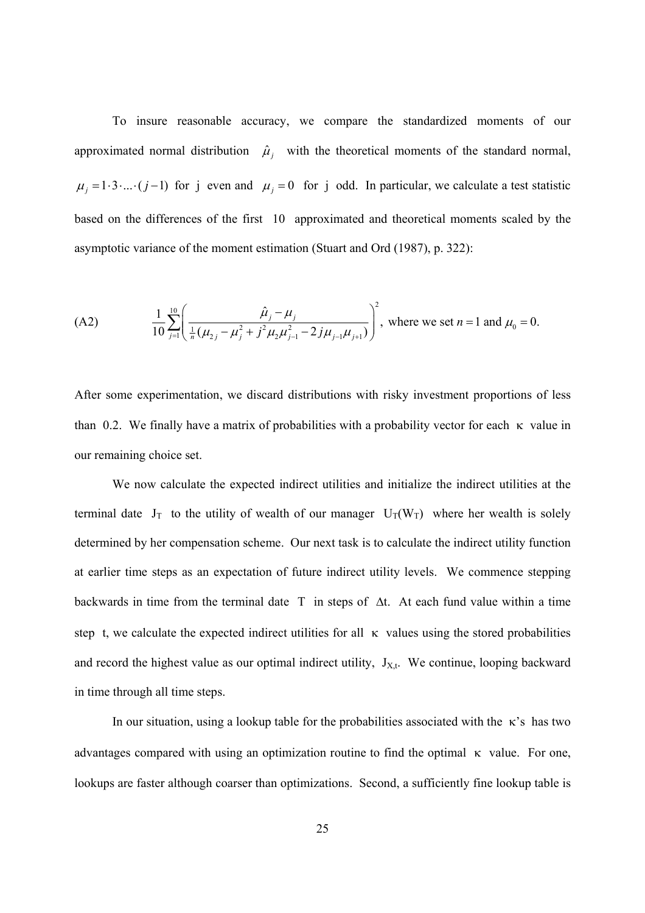To insure reasonable accuracy, we compare the standardized moments of our approximated normal distribution $\hat{\mu}_j$ with the theoretical moments of the standard normal, $\mu_j = 1 \cdot 3 \cdot \ldots \cdot (j-1)$ for j even and $\mu_j = 0$ for j odd. In particular, we calculate a test statistic based on the differences of the first 10 approximated and theoretical moments scaled by the asymptotic variance of the moment estimation (Stuart and Ord (1987), p. 322):

$$\text{(A2)} \qquad \frac{1}{10}\sum_{j=1}^{10}\left(\frac{\hat{\mu}_j - \mu_j}{\frac{1}{n}(\mu_{2j} - \mu_j^2 + j^2\mu_2\mu_{j-1}^2 - 2j\mu_{j-1}\mu_{j+1})}\right)^2, \text{ where we set } n = 1 \text{ and } \mu_0 = 0.$$

After some experimentation, we discard distributions with risky investment proportions of less than 0.2. We finally have a matrix of probabilities with a probability vector for each $\kappa$ value in our remaining choice set.

We now calculate the expected indirect utilities and initialize the indirect utilities at the terminal date $J_T$ to the utility of wealth of our manager $U_T(W_T)$ where her wealth is solely determined by her compensation scheme. Our next task is to calculate the indirect utility function at earlier time steps as an expectation of future indirect utility levels. We commence stepping backwards in time from the terminal date T in steps of $\Delta t$. At each fund value within a time step t, we calculate the expected indirect utilities for all $\kappa$ values using the stored probabilities and record the highest value as our optimal indirect utility, $J_{X,t}$. We continue, looping backward in time through all time steps.

In our situation, using a lookup table for the probabilities associated with the $\kappa$'s has two advantages compared with using an optimization routine to find the optimal $\kappa$ value. For one, lookups are faster although coarser than optimizations. Second, a sufficiently fine lookup table is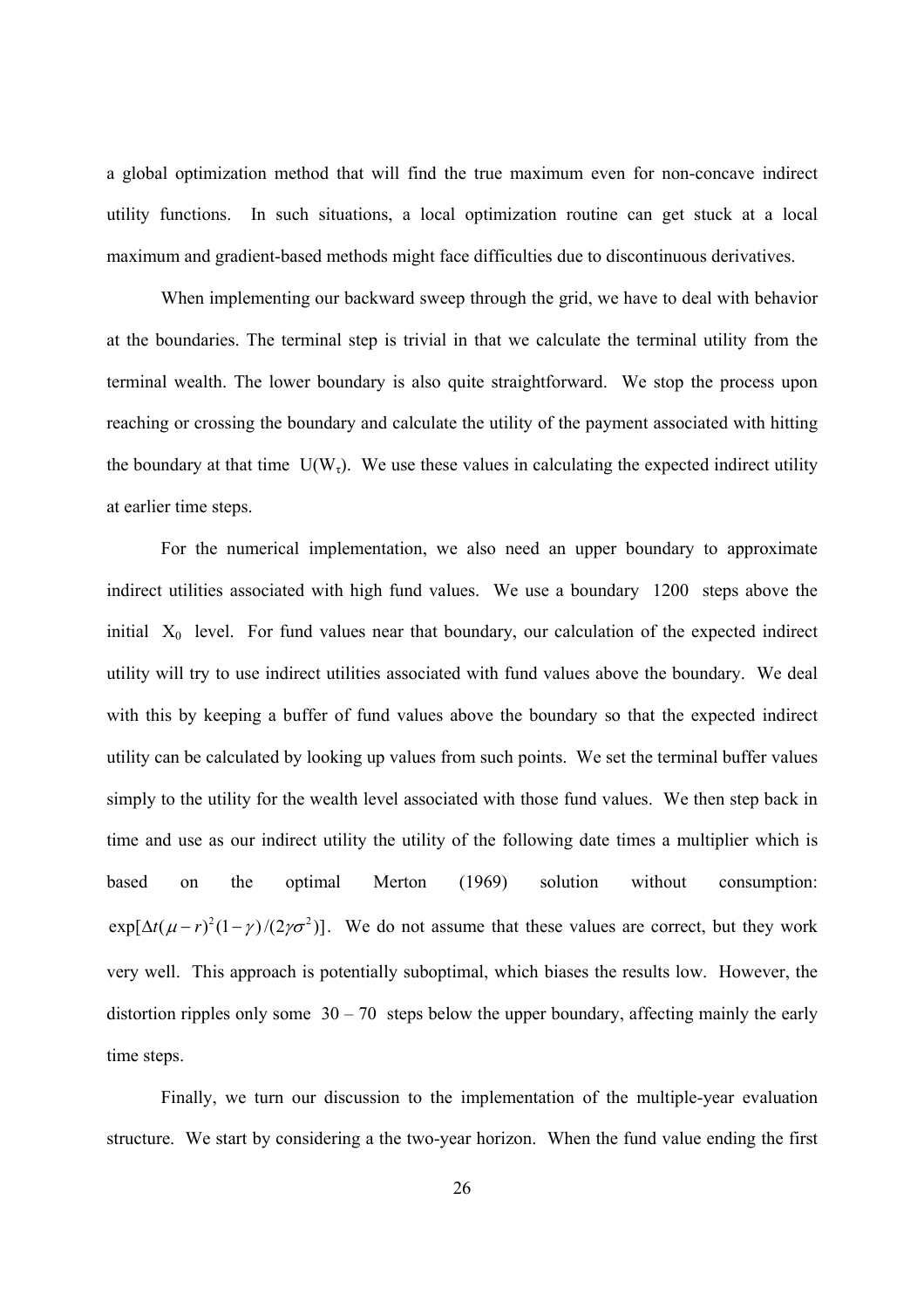a global optimization method that will find the true maximum even for non-concave indirect utility functions. In such situations, a local optimization routine can get stuck at a local maximum and gradient-based methods might face difficulties due to discontinuous derivatives.

When implementing our backward sweep through the grid, we have to deal with behavior at the boundaries. The terminal step is trivial in that we calculate the terminal utility from the terminal wealth. The lower boundary is also quite straightforward. We stop the process upon reaching or crossing the boundary and calculate the utility of the payment associated with hitting the boundary at that time $U(W_\tau)$. We use these values in calculating the expected indirect utility at earlier time steps.

For the numerical implementation, we also need an upper boundary to approximate indirect utilities associated with high fund values. We use a boundary 1200 steps above the initial $X_0$ level. For fund values near that boundary, our calculation of the expected indirect utility will try to use indirect utilities associated with fund values above the boundary. We deal with this by keeping a buffer of fund values above the boundary so that the expected indirect utility can be calculated by looking up values from such points. We set the terminal buffer values simply to the utility for the wealth level associated with those fund values. We then step back in time and use as our indirect utility the utility of the following date times a multiplier which is based on the optimal Merton (1969) solution without consumption: $\exp[\Delta t(\mu - r)^2(1-\gamma)/(2\gamma\sigma^2)]$. We do not assume that these values are correct, but they work very well. This approach is potentially suboptimal, which biases the results low. However, the distortion ripples only some 30 – 70 steps below the upper boundary, affecting mainly the early time steps.

Finally, we turn our discussion to the implementation of the multiple-year evaluation structure. We start by considering a the two-year horizon. When the fund value ending the first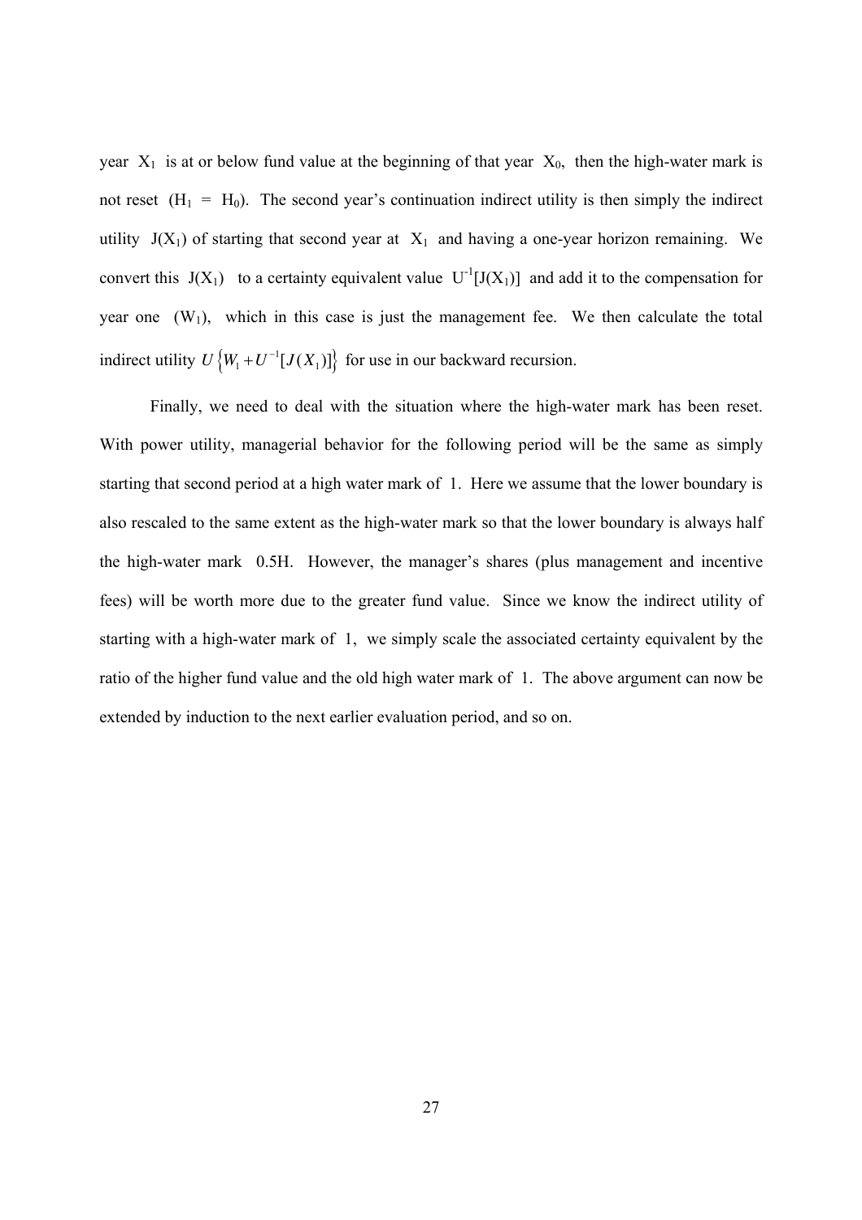year $X_1$ is at or below fund value at the beginning of that year $X_0$, then the high-water mark is not reset ($H_1 = H_0$). The second year's continuation indirect utility is then simply the indirect utility $J(X_1)$ of starting that second year at $X_1$ and having a one-year horizon remaining. We convert this $J(X_1)$ to a certainty equivalent value $U^{-1}[J(X_1)]$ and add it to the compensation for year one ($W_1$), which in this case is just the management fee. We then calculate the total indirect utility $U\left\{W_1 + U^{-1}[J(X_1)]\right\}$ for use in our backward recursion.

Finally, we need to deal with the situation where the high-water mark has been reset. With power utility, managerial behavior for the following period will be the same as simply starting that second period at a high water mark of 1. Here we assume that the lower boundary is also rescaled to the same extent as the high-water mark so that the lower boundary is always half the high-water mark $0.5H$. However, the manager's shares (plus management and incentive fees) will be worth more due to the greater fund value. Since we know the indirect utility of starting with a high-water mark of 1, we simply scale the associated certainty equivalent by the ratio of the higher fund value and the old high water mark of 1. The above argument can now be extended by induction to the next earlier evaluation period, and so on.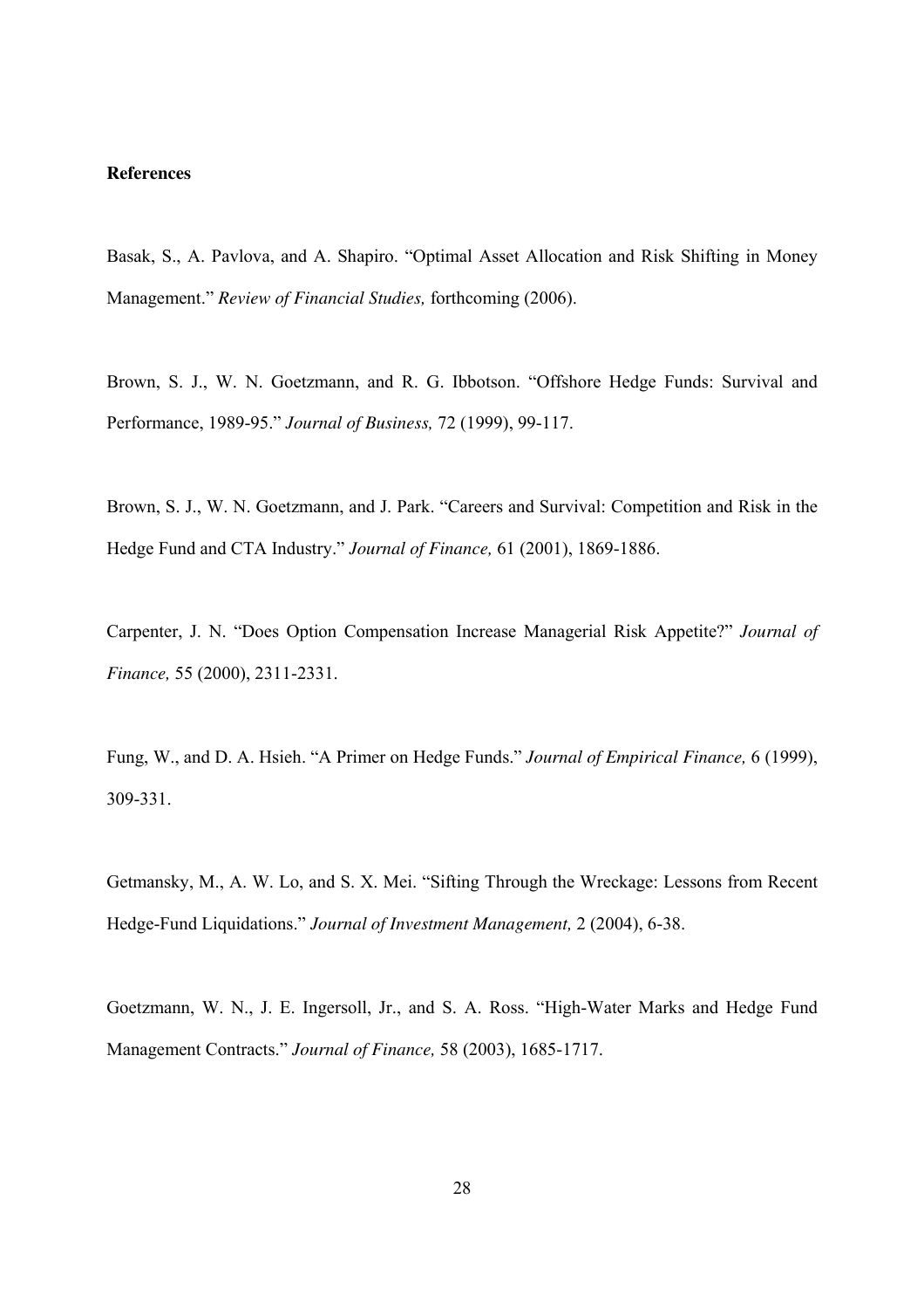**References**

Basak, S., A. Pavlova, and A. Shapiro. "Optimal Asset Allocation and Risk Shifting in Money Management." *Review of Financial Studies,* forthcoming (2006).

Brown, S. J., W. N. Goetzmann, and R. G. Ibbotson. "Offshore Hedge Funds: Survival and Performance, 1989-95." *Journal of Business,* 72 (1999), 99-117.

Brown, S. J., W. N. Goetzmann, and J. Park. "Careers and Survival: Competition and Risk in the Hedge Fund and CTA Industry." *Journal of Finance,* 61 (2001), 1869-1886.

Carpenter, J. N. "Does Option Compensation Increase Managerial Risk Appetite?" *Journal of Finance,* 55 (2000), 2311-2331.

Fung, W., and D. A. Hsieh. "A Primer on Hedge Funds." *Journal of Empirical Finance,* 6 (1999), 309-331.

Getmansky, M., A. W. Lo, and S. X. Mei. "Sifting Through the Wreckage: Lessons from Recent Hedge-Fund Liquidations." *Journal of Investment Management,* 2 (2004), 6-38.

Goetzmann, W. N., J. E. Ingersoll, Jr., and S. A. Ross. "High-Water Marks and Hedge Fund Management Contracts." *Journal of Finance,* 58 (2003), 1685-1717.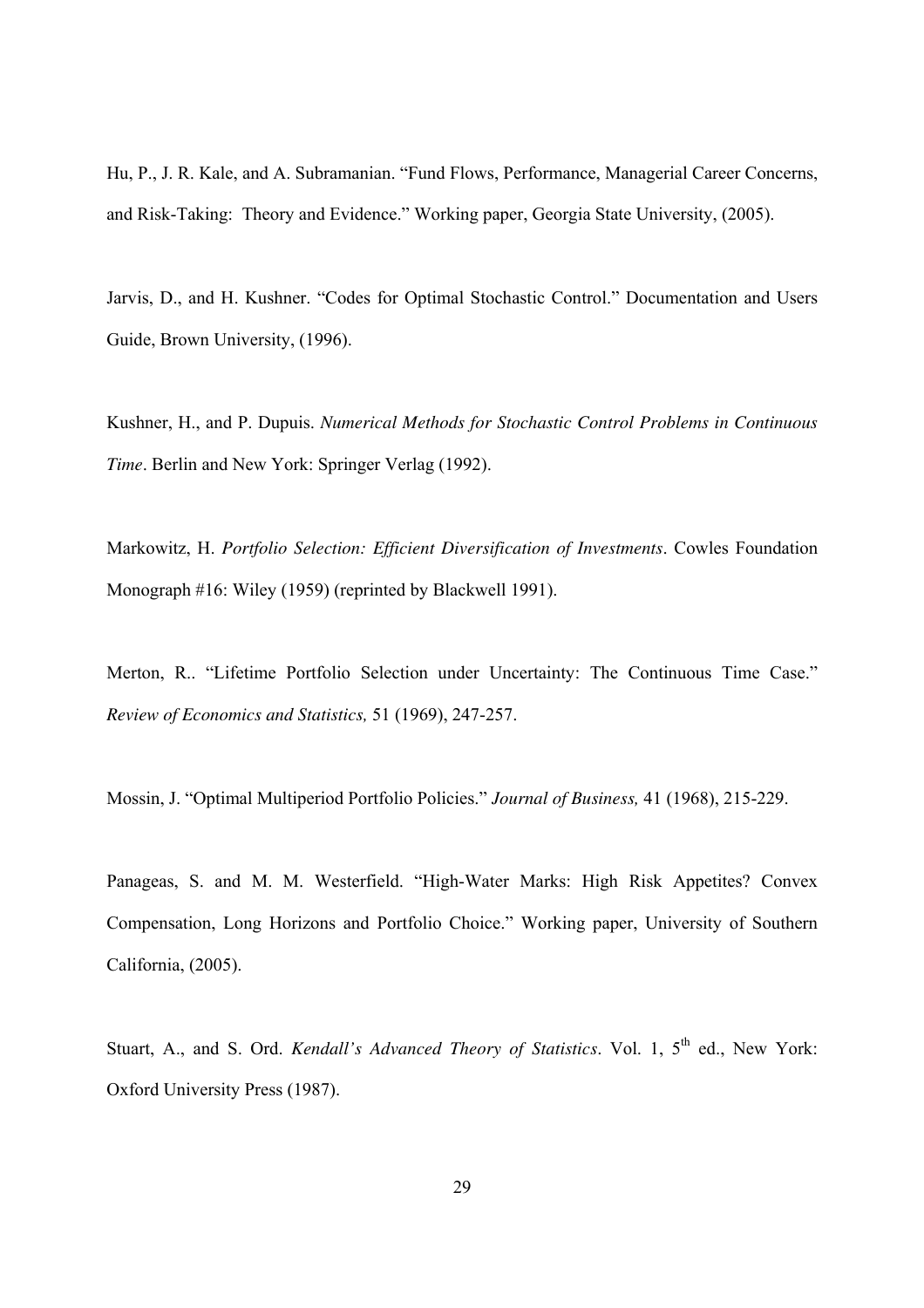Hu, P., J. R. Kale, and A. Subramanian. "Fund Flows, Performance, Managerial Career Concerns, and Risk-Taking: Theory and Evidence." Working paper, Georgia State University, (2005).

Jarvis, D., and H. Kushner. "Codes for Optimal Stochastic Control." Documentation and Users Guide, Brown University, (1996).

Kushner, H., and P. Dupuis. *Numerical Methods for Stochastic Control Problems in Continuous Time*. Berlin and New York: Springer Verlag (1992).

Markowitz, H. *Portfolio Selection: Efficient Diversification of Investments*. Cowles Foundation Monograph #16: Wiley (1959) (reprinted by Blackwell 1991).

Merton, R.. "Lifetime Portfolio Selection under Uncertainty: The Continuous Time Case." *Review of Economics and Statistics,* 51 (1969), 247-257.

Mossin, J. "Optimal Multiperiod Portfolio Policies." *Journal of Business,* 41 (1968), 215-229.

Panageas, S. and M. M. Westerfield. "High-Water Marks: High Risk Appetites? Convex Compensation, Long Horizons and Portfolio Choice." Working paper, University of Southern California, (2005).

Stuart, A., and S. Ord. *Kendall's Advanced Theory of Statistics*. Vol. 1, 5th ed., New York: Oxford University Press (1987).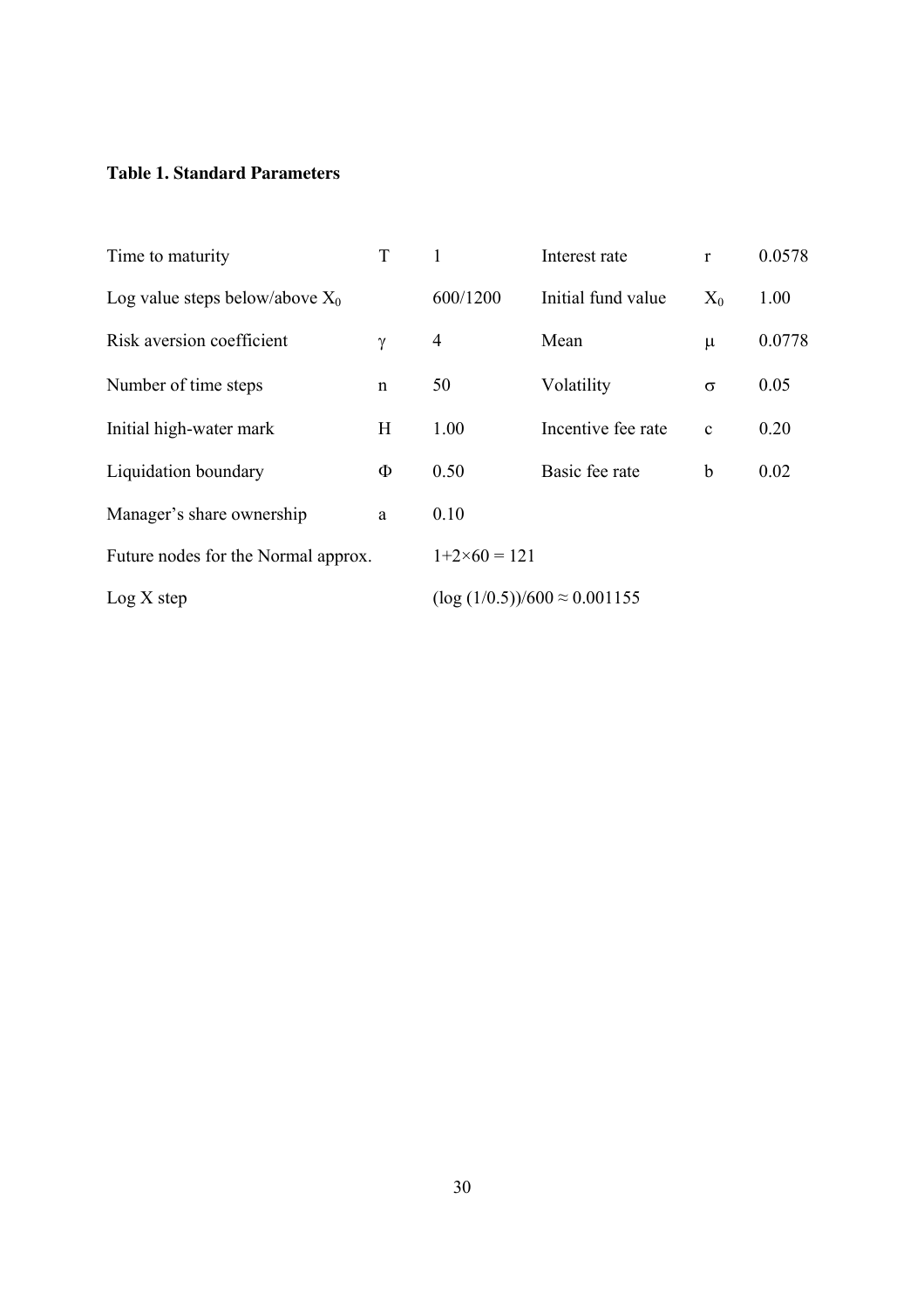**Table 1. Standard Parameters**

| | | | | | |
|---|---|---|---|---|---|
| Time to maturity | $T$ | 1 | Interest rate | $r$ | 0.0578 |
| Log value steps below/above $X_0$ | | 600/1200 | Initial fund value | $X_0$ | 1.00 |
| Risk aversion coefficient | $\gamma$ | 4 | Mean | $\mu$ | 0.0778 |
| Number of time steps | $n$ | 50 | Volatility | $\sigma$ | 0.05 |
| Initial high-water mark | $H$ | 1.00 | Incentive fee rate | $c$ | 0.20 |
| Liquidation boundary | $\Phi$ | 0.50 | Basic fee rate | $b$ | 0.02 |
| Manager's share ownership | $a$ | 0.10 | | | |
| Future nodes for the Normal approx. | | $1+2\times60 = 121$ | | | |
| Log X step | | $(\log(1/0.5))/600 \approx 0.001155$ | | | |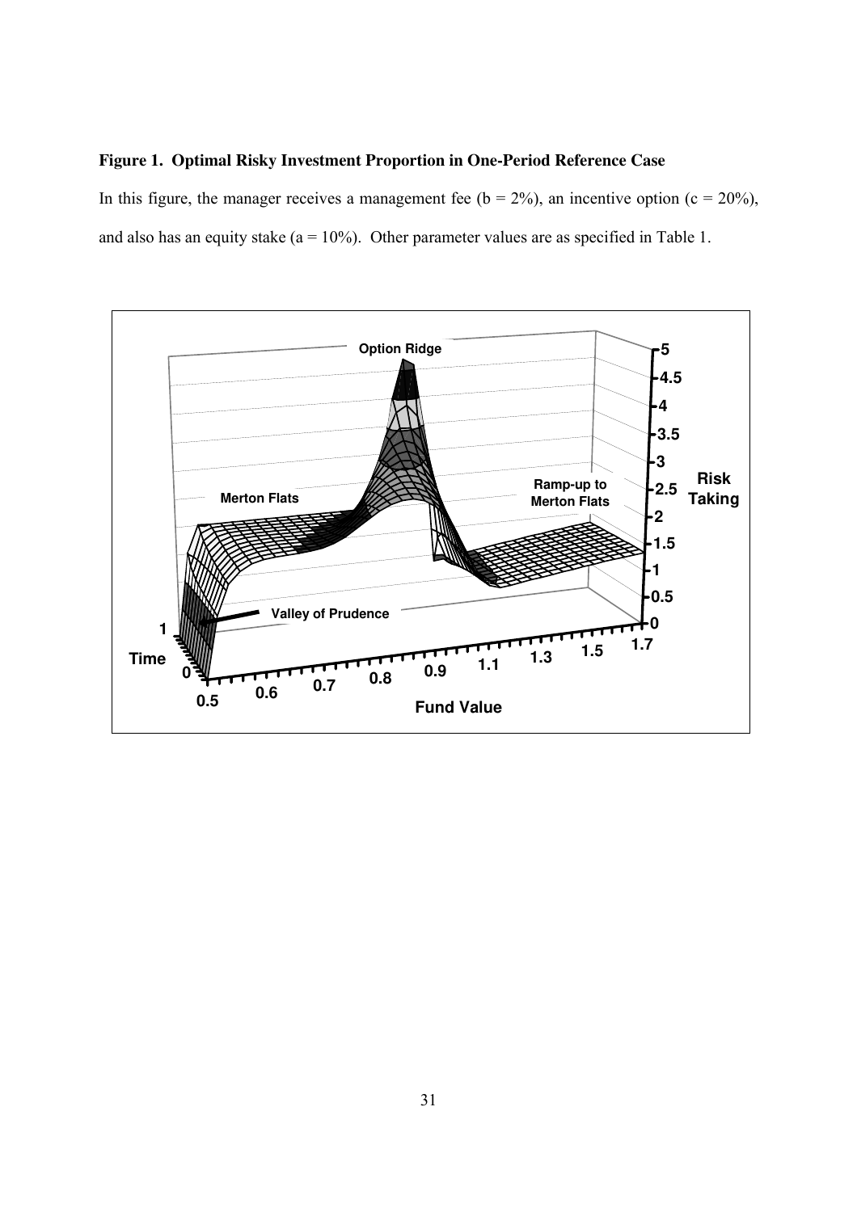**Figure 1. Optimal Risky Investment Proportion in One-Period Reference Case**

In this figure, the manager receives a management fee ($b$ = 2%), an incentive option ($c$ = 20%), and also has an equity stake ($a$ = 10%). Other parameter values are as specified in Table 1.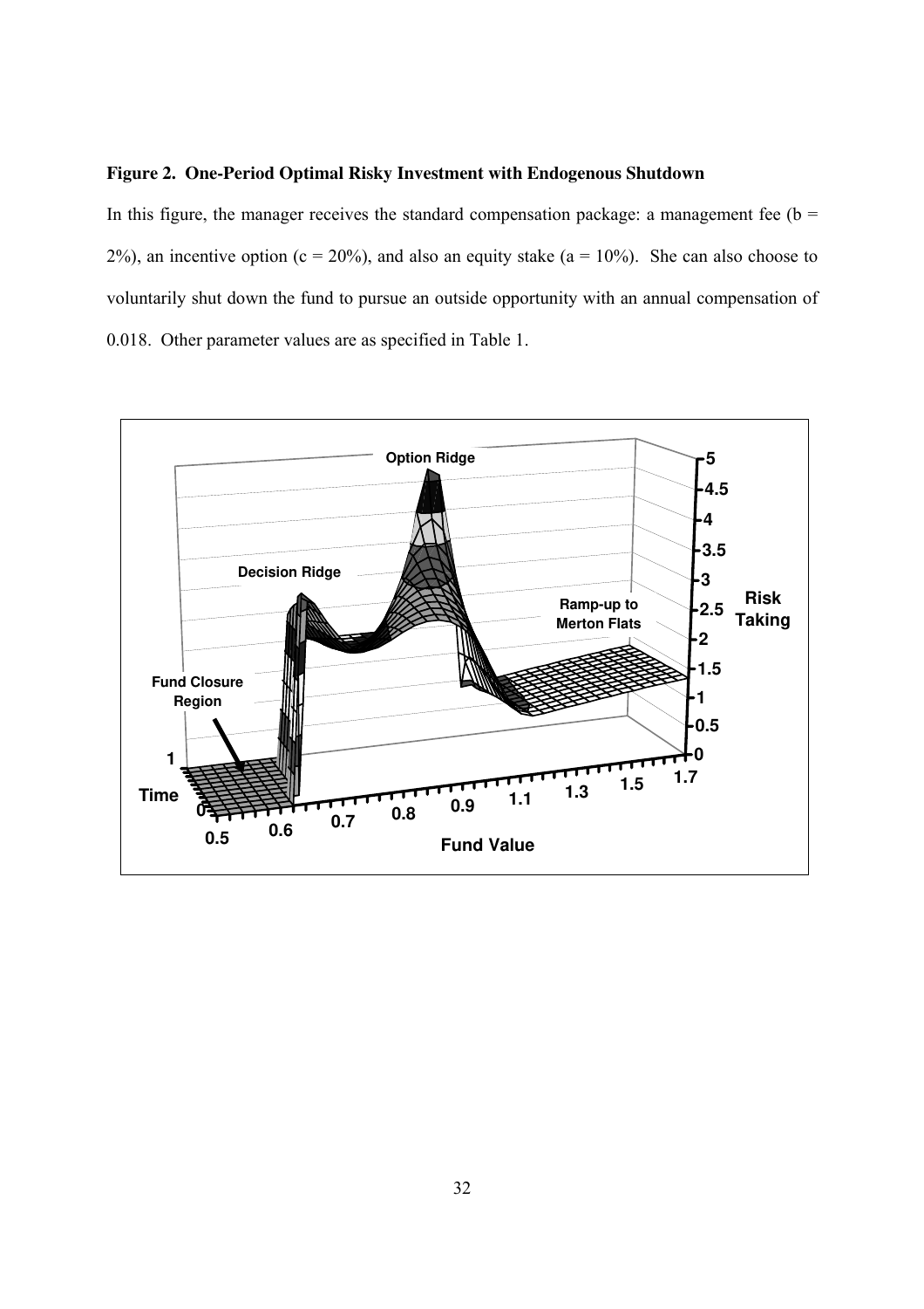**Figure 2. One-Period Optimal Risky Investment with Endogenous Shutdown**

In this figure, the manager receives the standard compensation package: a management fee (b = 2%), an incentive option (c = 20%), and also an equity stake (a = 10%). She can also choose to voluntarily shut down the fund to pursue an outside opportunity with an annual compensation of 0.018. Other parameter values are as specified in Table 1.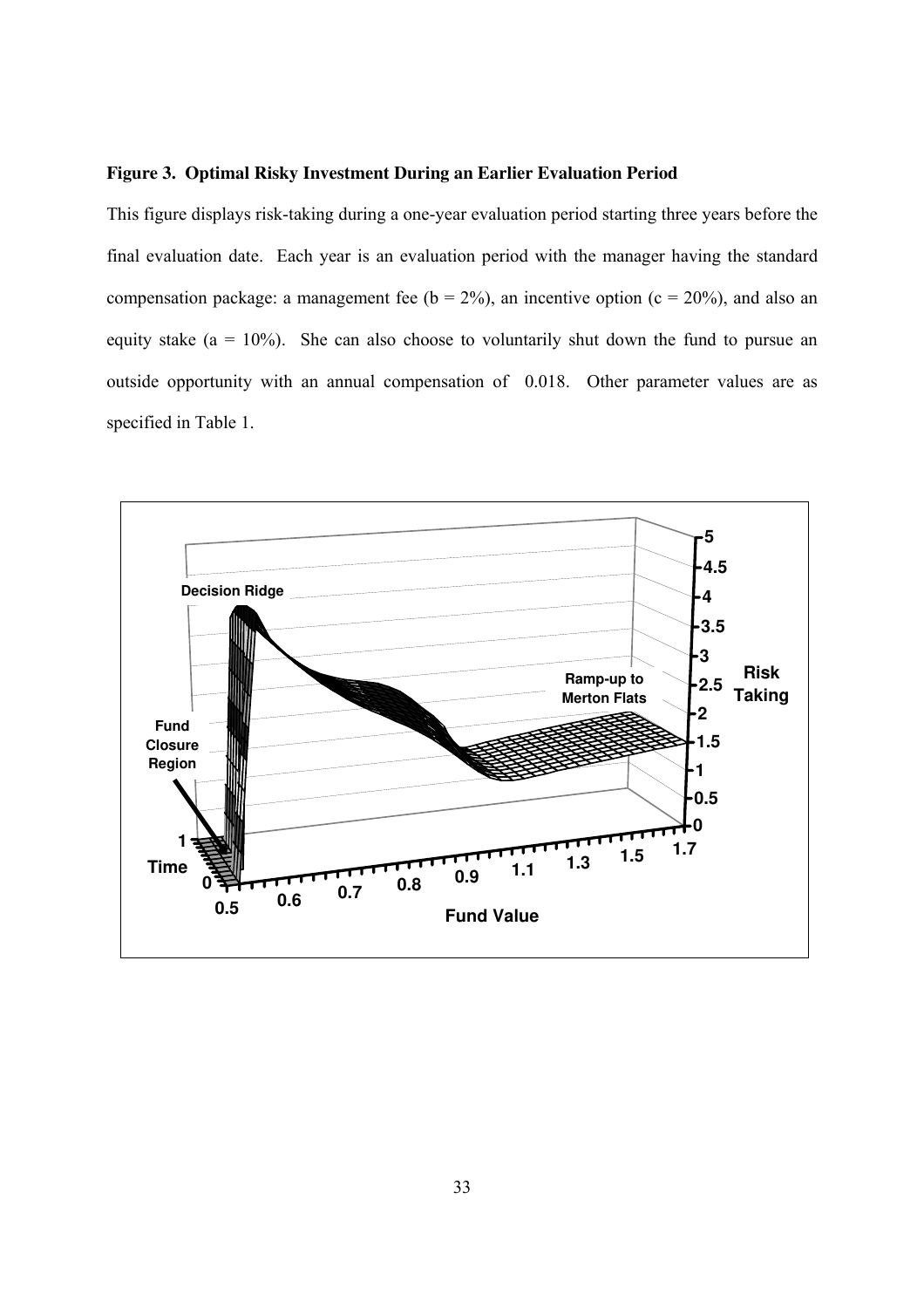**Figure 3. Optimal Risky Investment During an Earlier Evaluation Period**

This figure displays risk-taking during a one-year evaluation period starting three years before the final evaluation date. Each year is an evaluation period with the manager having the standard compensation package: a management fee ($b = 2\%$), an incentive option ($c = 20\%$), and also an equity stake ($a = 10\%$). She can also choose to voluntarily shut down the fund to pursue an outside opportunity with an annual compensation of 0.018. Other parameter values are as specified in Table 1.

Decision Ridge

Fund Closure Region

Ramp-up to Merton Flats

Risk Taking

0
0.5
1
1.5
2
2.5
3
3.5
4
4.5
5

Time

0
1

Fund Value

0.5
0.6
0.7
0.8
0.9
1.1
1.3
1.5
1.7